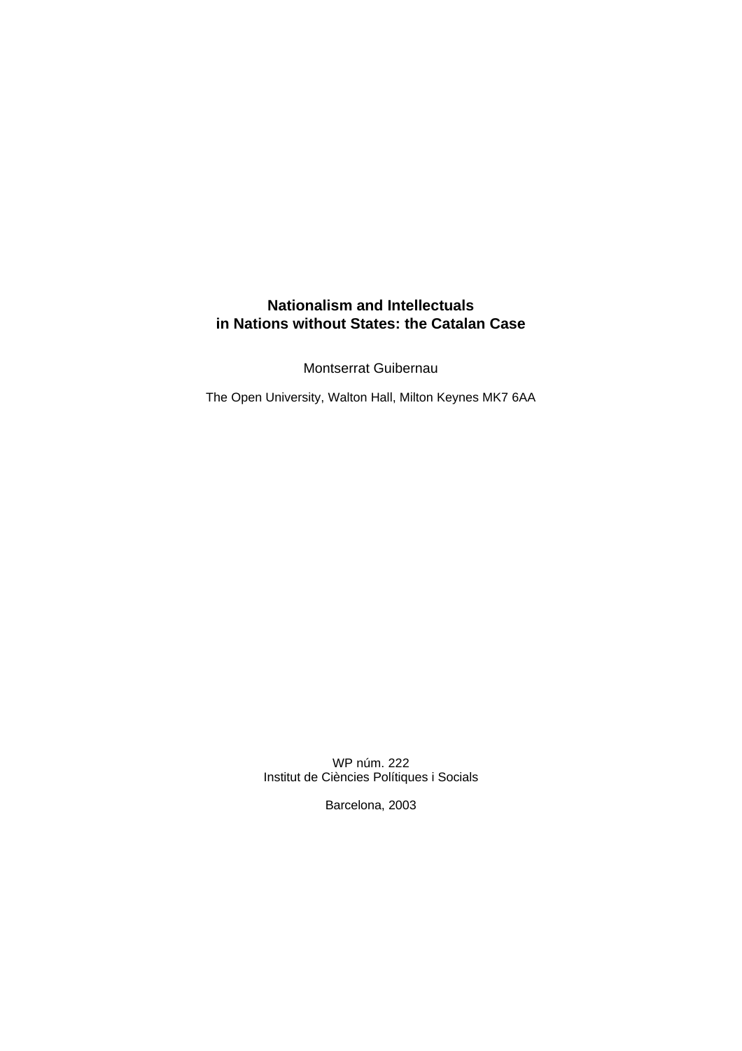# Nationalism and Intellectuals in Nations without States: the Catalan Case

Montserrat Guibernau

The Open University, Walton Hall, Milton Keynes MK7 6AA

WP núm. 222
Institut de Ciències Polítiques i Socials

Barcelona, 2003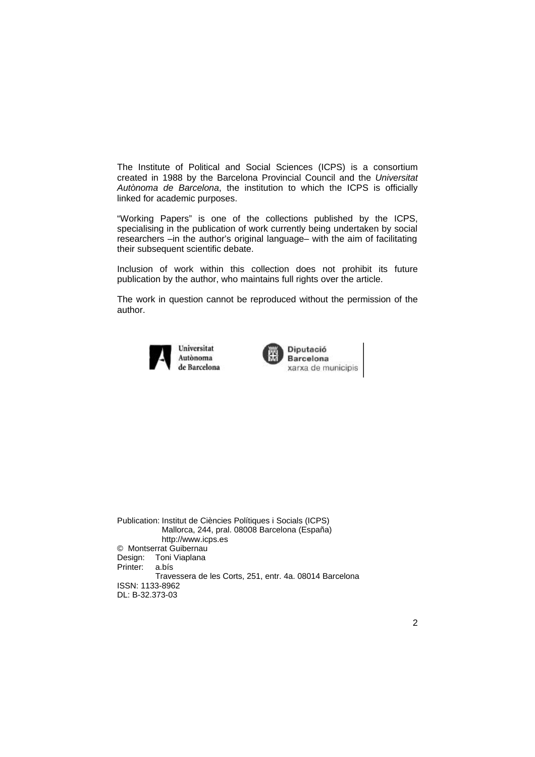The Institute of Political and Social Sciences (ICPS) is a consortium created in 1988 by the Barcelona Provincial Council and the *Universitat Autònoma de Barcelona*, the institution to which the ICPS is officially linked for academic purposes.

"Working Papers" is one of the collections published by the ICPS, specialising in the publication of work currently being undertaken by social researchers –in the author's original language– with the aim of facilitating their subsequent scientific debate.

Inclusion of work within this collection does not prohibit its future publication by the author, who maintains full rights over the article.

The work in question cannot be reproduced without the permission of the author.

Universitat Autònoma de Barcelona

Diputació Barcelona xarxa de municipis

Publication: Institut de Ciències Polítiques i Socials (ICPS)
Mallorca, 244, pral. 08008 Barcelona (España)
http://www.icps.es

© Montserrat Guibernau

Design: Toni Viaplana

Printer: a.bís
Travessera de les Corts, 251, entr. 4a. 08014 Barcelona

ISSN: 1133-8962

DL: B-32.373-03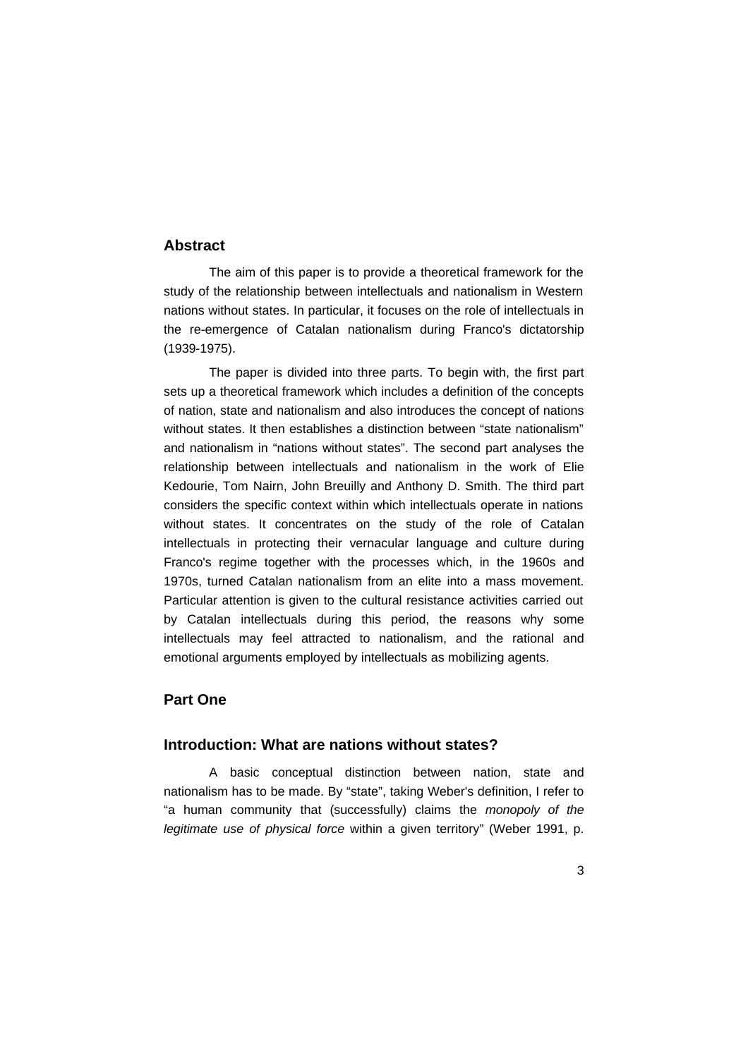## Abstract

The aim of this paper is to provide a theoretical framework for the study of the relationship between intellectuals and nationalism in Western nations without states. In particular, it focuses on the role of intellectuals in the re-emergence of Catalan nationalism during Franco's dictatorship (1939-1975).

The paper is divided into three parts. To begin with, the first part sets up a theoretical framework which includes a definition of the concepts of nation, state and nationalism and also introduces the concept of nations without states. It then establishes a distinction between "state nationalism" and nationalism in "nations without states". The second part analyses the relationship between intellectuals and nationalism in the work of Elie Kedourie, Tom Nairn, John Breuilly and Anthony D. Smith. The third part considers the specific context within which intellectuals operate in nations without states. It concentrates on the study of the role of Catalan intellectuals in protecting their vernacular language and culture during Franco's regime together with the processes which, in the 1960s and 1970s, turned Catalan nationalism from an elite into a mass movement. Particular attention is given to the cultural resistance activities carried out by Catalan intellectuals during this period, the reasons why some intellectuals may feel attracted to nationalism, and the rational and emotional arguments employed by intellectuals as mobilizing agents.

## Part One

## Introduction: What are nations without states?

A basic conceptual distinction between nation, state and nationalism has to be made. By "state", taking Weber's definition, I refer to "a human community that (successfully) claims the *monopoly of the legitimate use of physical force* within a given territory" (Weber 1991, p.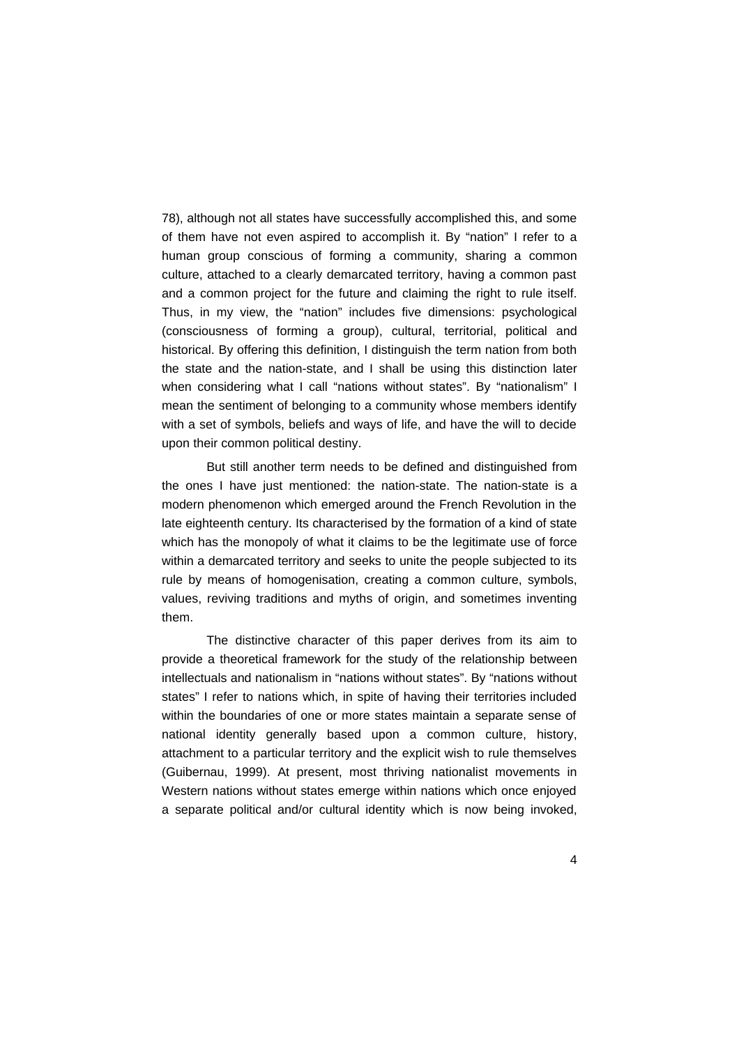78), although not all states have successfully accomplished this, and some of them have not even aspired to accomplish it. By "nation" I refer to a human group conscious of forming a community, sharing a common culture, attached to a clearly demarcated territory, having a common past and a common project for the future and claiming the right to rule itself. Thus, in my view, the "nation" includes five dimensions: psychological (consciousness of forming a group), cultural, territorial, political and historical. By offering this definition, I distinguish the term nation from both the state and the nation-state, and I shall be using this distinction later when considering what I call "nations without states". By "nationalism" I mean the sentiment of belonging to a community whose members identify with a set of symbols, beliefs and ways of life, and have the will to decide upon their common political destiny.

But still another term needs to be defined and distinguished from the ones I have just mentioned: the nation-state. The nation-state is a modern phenomenon which emerged around the French Revolution in the late eighteenth century. Its characterised by the formation of a kind of state which has the monopoly of what it claims to be the legitimate use of force within a demarcated territory and seeks to unite the people subjected to its rule by means of homogenisation, creating a common culture, symbols, values, reviving traditions and myths of origin, and sometimes inventing them.

The distinctive character of this paper derives from its aim to provide a theoretical framework for the study of the relationship between intellectuals and nationalism in "nations without states". By "nations without states" I refer to nations which, in spite of having their territories included within the boundaries of one or more states maintain a separate sense of national identity generally based upon a common culture, history, attachment to a particular territory and the explicit wish to rule themselves (Guibernau, 1999). At present, most thriving nationalist movements in Western nations without states emerge within nations which once enjoyed a separate political and/or cultural identity which is now being invoked,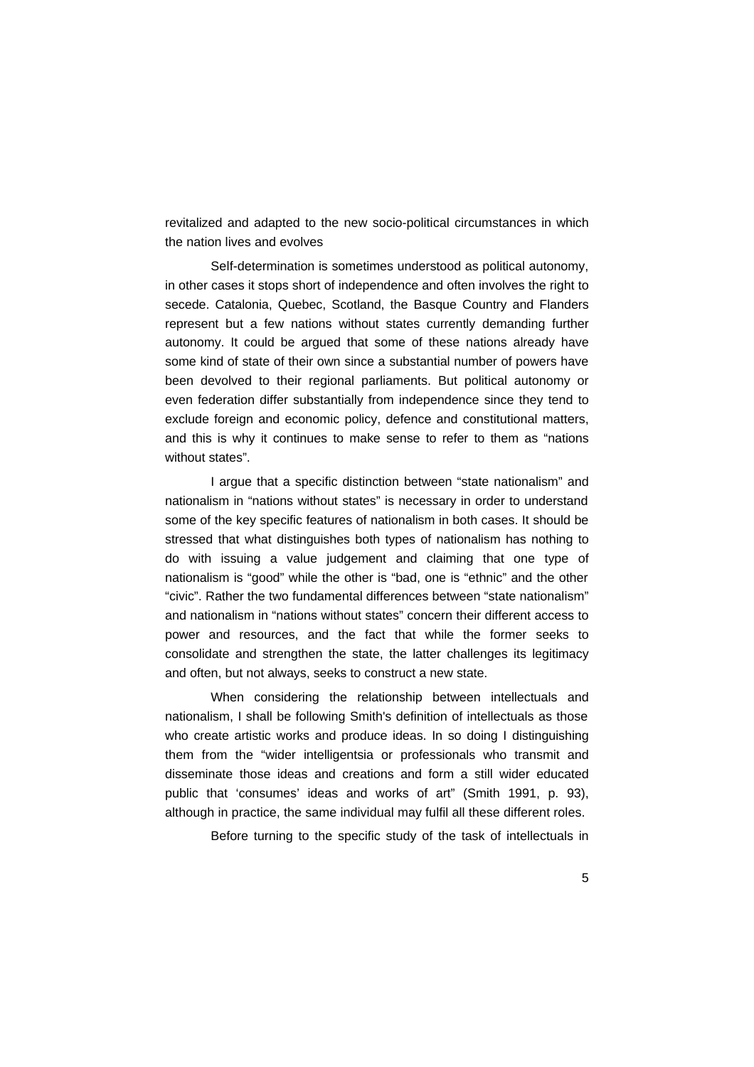revitalized and adapted to the new socio-political circumstances in which the nation lives and evolves

Self-determination is sometimes understood as political autonomy, in other cases it stops short of independence and often involves the right to secede. Catalonia, Quebec, Scotland, the Basque Country and Flanders represent but a few nations without states currently demanding further autonomy. It could be argued that some of these nations already have some kind of state of their own since a substantial number of powers have been devolved to their regional parliaments. But political autonomy or even federation differ substantially from independence since they tend to exclude foreign and economic policy, defence and constitutional matters, and this is why it continues to make sense to refer to them as "nations without states".

I argue that a specific distinction between "state nationalism" and nationalism in "nations without states" is necessary in order to understand some of the key specific features of nationalism in both cases. It should be stressed that what distinguishes both types of nationalism has nothing to do with issuing a value judgement and claiming that one type of nationalism is "good" while the other is "bad, one is "ethnic" and the other "civic". Rather the two fundamental differences between "state nationalism" and nationalism in "nations without states" concern their different access to power and resources, and the fact that while the former seeks to consolidate and strengthen the state, the latter challenges its legitimacy and often, but not always, seeks to construct a new state.

When considering the relationship between intellectuals and nationalism, I shall be following Smith's definition of intellectuals as those who create artistic works and produce ideas. In so doing I distinguishing them from the "wider intelligentsia or professionals who transmit and disseminate those ideas and creations and form a still wider educated public that 'consumes' ideas and works of art" (Smith 1991, p. 93), although in practice, the same individual may fulfil all these different roles.

Before turning to the specific study of the task of intellectuals in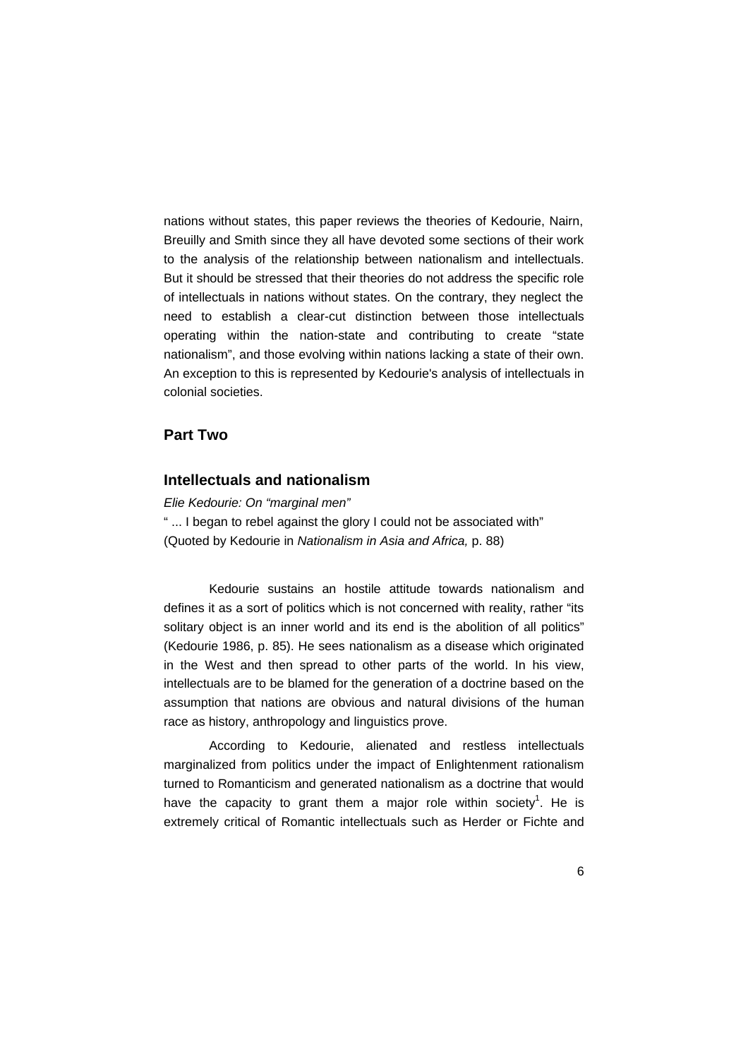nations without states, this paper reviews the theories of Kedourie, Nairn, Breuilly and Smith since they all have devoted some sections of their work to the analysis of the relationship between nationalism and intellectuals. But it should be stressed that their theories do not address the specific role of intellectuals in nations without states. On the contrary, they neglect the need to establish a clear-cut distinction between those intellectuals operating within the nation-state and contributing to create "state nationalism", and those evolving within nations lacking a state of their own. An exception to this is represented by Kedourie's analysis of intellectuals in colonial societies.

## Part Two

### Intellectuals and nationalism

*Elie Kedourie: On "marginal men"*

" ... I began to rebel against the glory I could not be associated with" (Quoted by Kedourie in *Nationalism in Asia and Africa,* p. 88)

Kedourie sustains an hostile attitude towards nationalism and defines it as a sort of politics which is not concerned with reality, rather "its solitary object is an inner world and its end is the abolition of all politics" (Kedourie 1986, p. 85). He sees nationalism as a disease which originated in the West and then spread to other parts of the world. In his view, intellectuals are to be blamed for the generation of a doctrine based on the assumption that nations are obvious and natural divisions of the human race as history, anthropology and linguistics prove.

According to Kedourie, alienated and restless intellectuals marginalized from politics under the impact of Enlightenment rationalism turned to Romanticism and generated nationalism as a doctrine that would have the capacity to grant them a major role within society[1]. He is extremely critical of Romantic intellectuals such as Herder or Fichte and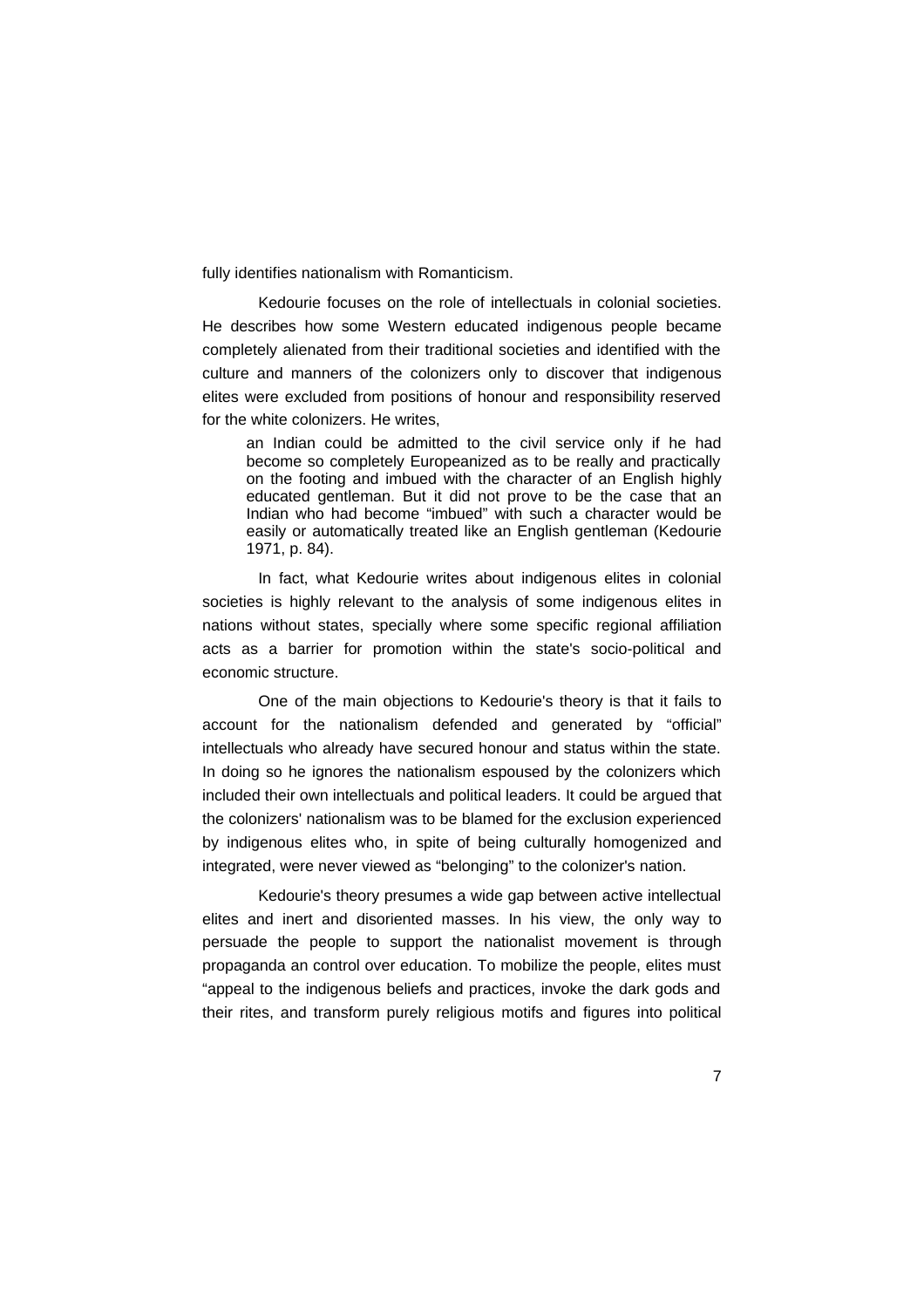fully identifies nationalism with Romanticism.

Kedourie focuses on the role of intellectuals in colonial societies. He describes how some Western educated indigenous people became completely alienated from their traditional societies and identified with the culture and manners of the colonizers only to discover that indigenous elites were excluded from positions of honour and responsibility reserved for the white colonizers. He writes,

> an Indian could be admitted to the civil service only if he had become so completely Europeanized as to be really and practically on the footing and imbued with the character of an English highly educated gentleman. But it did not prove to be the case that an Indian who had become "imbued" with such a character would be easily or automatically treated like an English gentleman (Kedourie 1971, p. 84).

In fact, what Kedourie writes about indigenous elites in colonial societies is highly relevant to the analysis of some indigenous elites in nations without states, specially where some specific regional affiliation acts as a barrier for promotion within the state's socio-political and economic structure.

One of the main objections to Kedourie's theory is that it fails to account for the nationalism defended and generated by "official" intellectuals who already have secured honour and status within the state. In doing so he ignores the nationalism espoused by the colonizers which included their own intellectuals and political leaders. It could be argued that the colonizers' nationalism was to be blamed for the exclusion experienced by indigenous elites who, in spite of being culturally homogenized and integrated, were never viewed as "belonging" to the colonizer's nation.

Kedourie's theory presumes a wide gap between active intellectual elites and inert and disoriented masses. In his view, the only way to persuade the people to support the nationalist movement is through propaganda an control over education. To mobilize the people, elites must "appeal to the indigenous beliefs and practices, invoke the dark gods and their rites, and transform purely religious motifs and figures into political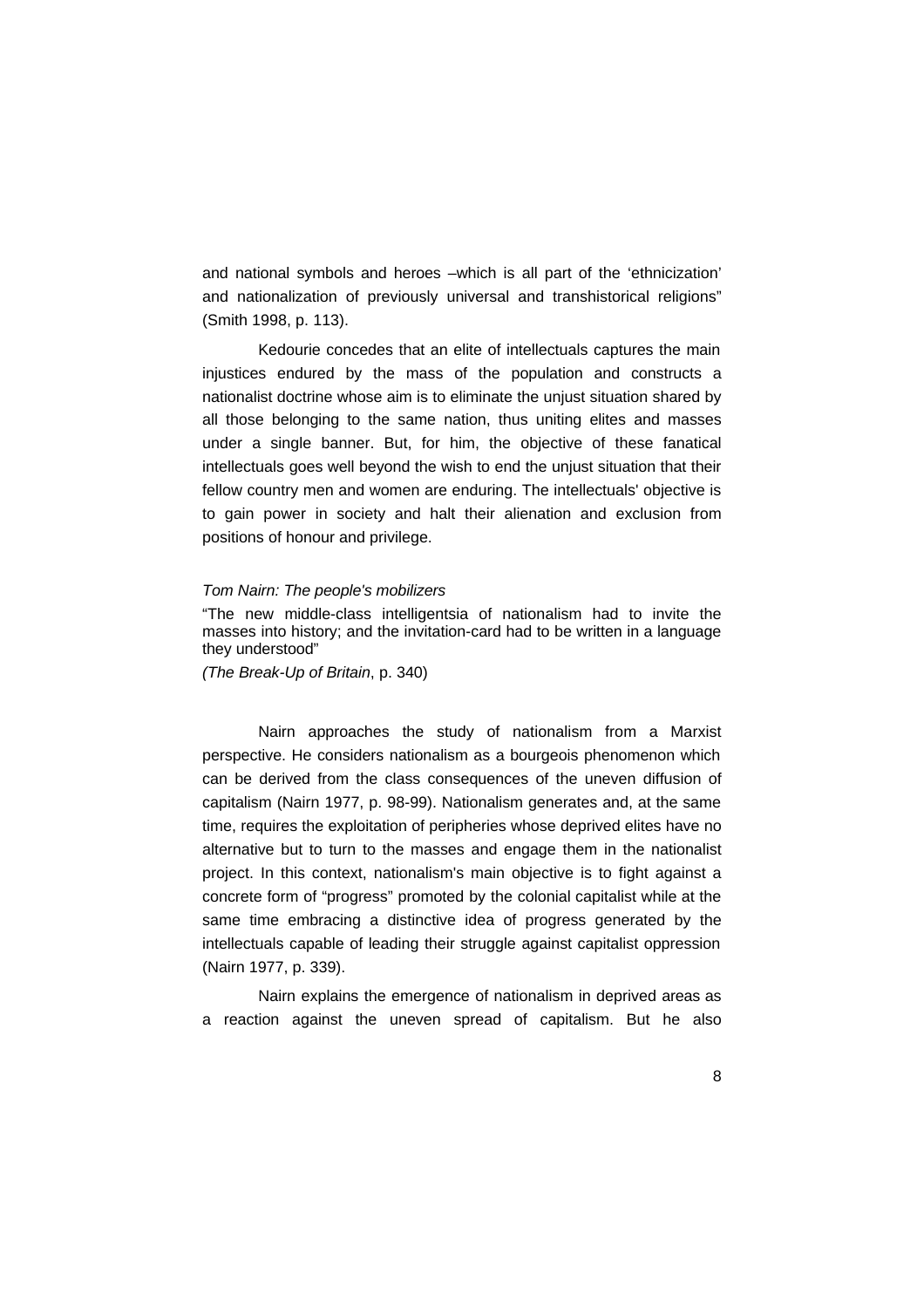and national symbols and heroes –which is all part of the 'ethnicization' and nationalization of previously universal and transhistorical religions" (Smith 1998, p. 113).

Kedourie concedes that an elite of intellectuals captures the main injustices endured by the mass of the population and constructs a nationalist doctrine whose aim is to eliminate the unjust situation shared by all those belonging to the same nation, thus uniting elites and masses under a single banner. But, for him, the objective of these fanatical intellectuals goes well beyond the wish to end the unjust situation that their fellow country men and women are enduring. The intellectuals' objective is to gain power in society and halt their alienation and exclusion from positions of honour and privilege.

*Tom Nairn: The people's mobilizers*

"The new middle-class intelligentsia of nationalism had to invite the masses into history; and the invitation-card had to be written in a language they understood"

*(The Break-Up of Britain*, p. 340)

Nairn approaches the study of nationalism from a Marxist perspective. He considers nationalism as a bourgeois phenomenon which can be derived from the class consequences of the uneven diffusion of capitalism (Nairn 1977, p. 98-99). Nationalism generates and, at the same time, requires the exploitation of peripheries whose deprived elites have no alternative but to turn to the masses and engage them in the nationalist project. In this context, nationalism's main objective is to fight against a concrete form of "progress" promoted by the colonial capitalist while at the same time embracing a distinctive idea of progress generated by the intellectuals capable of leading their struggle against capitalist oppression (Nairn 1977, p. 339).

Nairn explains the emergence of nationalism in deprived areas as a reaction against the uneven spread of capitalism. But he also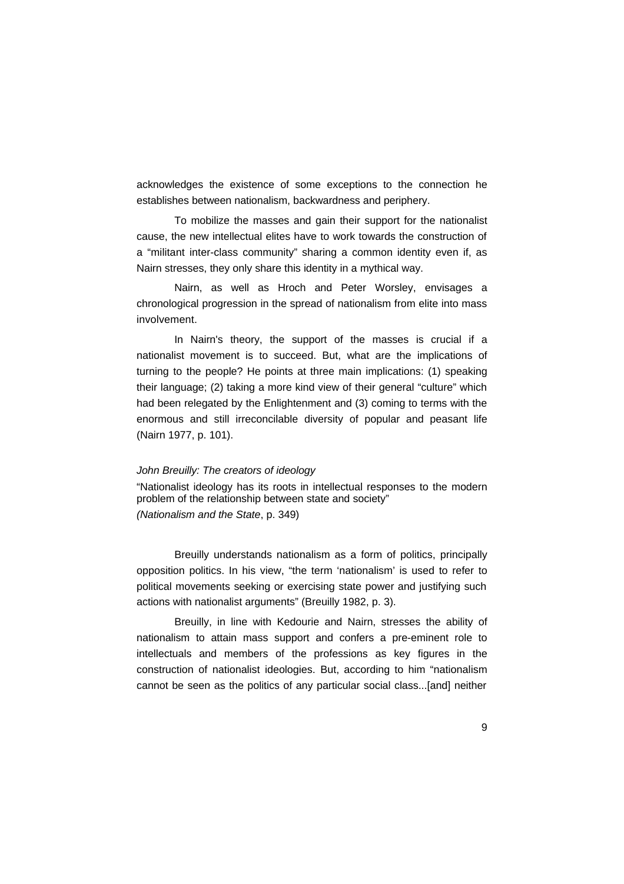acknowledges the existence of some exceptions to the connection he establishes between nationalism, backwardness and periphery.

To mobilize the masses and gain their support for the nationalist cause, the new intellectual elites have to work towards the construction of a "militant inter-class community" sharing a common identity even if, as Nairn stresses, they only share this identity in a mythical way.

Nairn, as well as Hroch and Peter Worsley, envisages a chronological progression in the spread of nationalism from elite into mass involvement.

In Nairn's theory, the support of the masses is crucial if a nationalist movement is to succeed. But, what are the implications of turning to the people? He points at three main implications: (1) speaking their language; (2) taking a more kind view of their general "culture" which had been relegated by the Enlightenment and (3) coming to terms with the enormous and still irreconcilable diversity of popular and peasant life (Nairn 1977, p. 101).

*John Breuilly: The creators of ideology*

"Nationalist ideology has its roots in intellectual responses to the modern problem of the relationship between state and society"
*(Nationalism and the State*, p. 349)

Breuilly understands nationalism as a form of politics, principally opposition politics. In his view, "the term 'nationalism' is used to refer to political movements seeking or exercising state power and justifying such actions with nationalist arguments" (Breuilly 1982, p. 3).

Breuilly, in line with Kedourie and Nairn, stresses the ability of nationalism to attain mass support and confers a pre-eminent role to intellectuals and members of the professions as key figures in the construction of nationalist ideologies. But, according to him "nationalism cannot be seen as the politics of any particular social class...[and] neither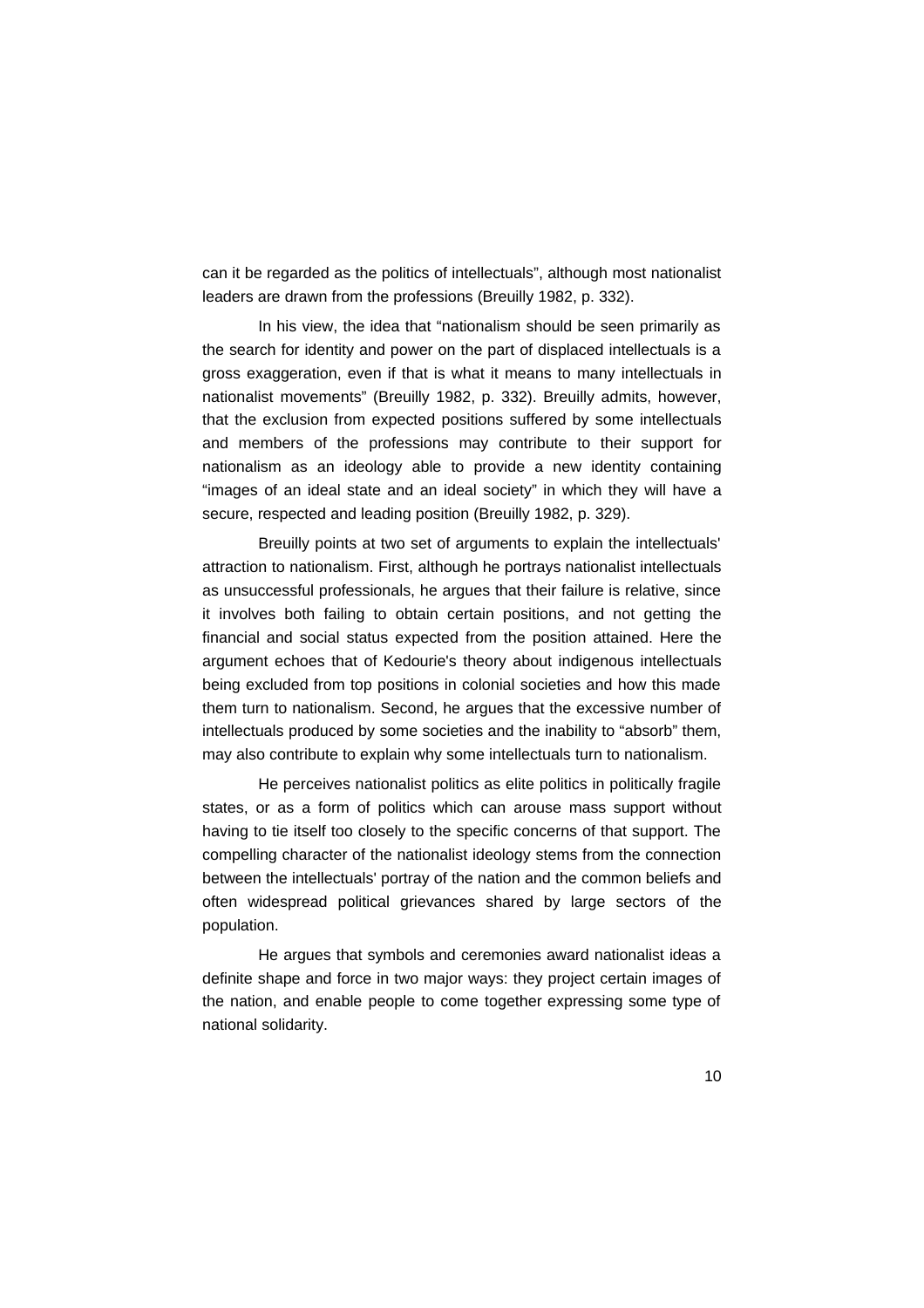can it be regarded as the politics of intellectuals", although most nationalist leaders are drawn from the professions (Breuilly 1982, p. 332).

In his view, the idea that "nationalism should be seen primarily as the search for identity and power on the part of displaced intellectuals is a gross exaggeration, even if that is what it means to many intellectuals in nationalist movements" (Breuilly 1982, p. 332). Breuilly admits, however, that the exclusion from expected positions suffered by some intellectuals and members of the professions may contribute to their support for nationalism as an ideology able to provide a new identity containing "images of an ideal state and an ideal society" in which they will have a secure, respected and leading position (Breuilly 1982, p. 329).

Breuilly points at two set of arguments to explain the intellectuals' attraction to nationalism. First, although he portrays nationalist intellectuals as unsuccessful professionals, he argues that their failure is relative, since it involves both failing to obtain certain positions, and not getting the financial and social status expected from the position attained. Here the argument echoes that of Kedourie's theory about indigenous intellectuals being excluded from top positions in colonial societies and how this made them turn to nationalism. Second, he argues that the excessive number of intellectuals produced by some societies and the inability to "absorb" them, may also contribute to explain why some intellectuals turn to nationalism.

He perceives nationalist politics as elite politics in politically fragile states, or as a form of politics which can arouse mass support without having to tie itself too closely to the specific concerns of that support. The compelling character of the nationalist ideology stems from the connection between the intellectuals' portray of the nation and the common beliefs and often widespread political grievances shared by large sectors of the population.

He argues that symbols and ceremonies award nationalist ideas a definite shape and force in two major ways: they project certain images of the nation, and enable people to come together expressing some type of national solidarity.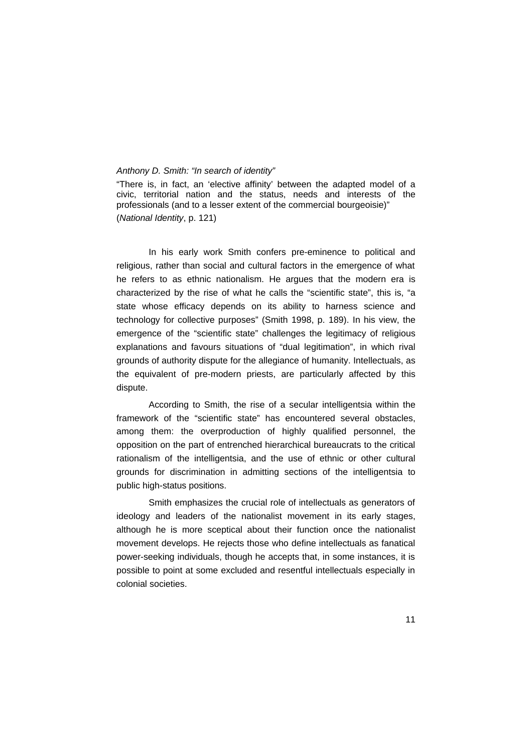*Anthony D. Smith: "In search of identity"*

"There is, in fact, an 'elective affinity' between the adapted model of a civic, territorial nation and the status, needs and interests of the professionals (and to a lesser extent of the commercial bourgeoisie)" (*National Identity*, p. 121)

In his early work Smith confers pre-eminence to political and religious, rather than social and cultural factors in the emergence of what he refers to as ethnic nationalism. He argues that the modern era is characterized by the rise of what he calls the "scientific state", this is, "a state whose efficacy depends on its ability to harness science and technology for collective purposes" (Smith 1998, p. 189). In his view, the emergence of the "scientific state" challenges the legitimacy of religious explanations and favours situations of "dual legitimation", in which rival grounds of authority dispute for the allegiance of humanity. Intellectuals, as the equivalent of pre-modern priests, are particularly affected by this dispute.

According to Smith, the rise of a secular intelligentsia within the framework of the "scientific state" has encountered several obstacles, among them: the overproduction of highly qualified personnel, the opposition on the part of entrenched hierarchical bureaucrats to the critical rationalism of the intelligentsia, and the use of ethnic or other cultural grounds for discrimination in admitting sections of the intelligentsia to public high-status positions.

Smith emphasizes the crucial role of intellectuals as generators of ideology and leaders of the nationalist movement in its early stages, although he is more sceptical about their function once the nationalist movement develops. He rejects those who define intellectuals as fanatical power-seeking individuals, though he accepts that, in some instances, it is possible to point at some excluded and resentful intellectuals especially in colonial societies.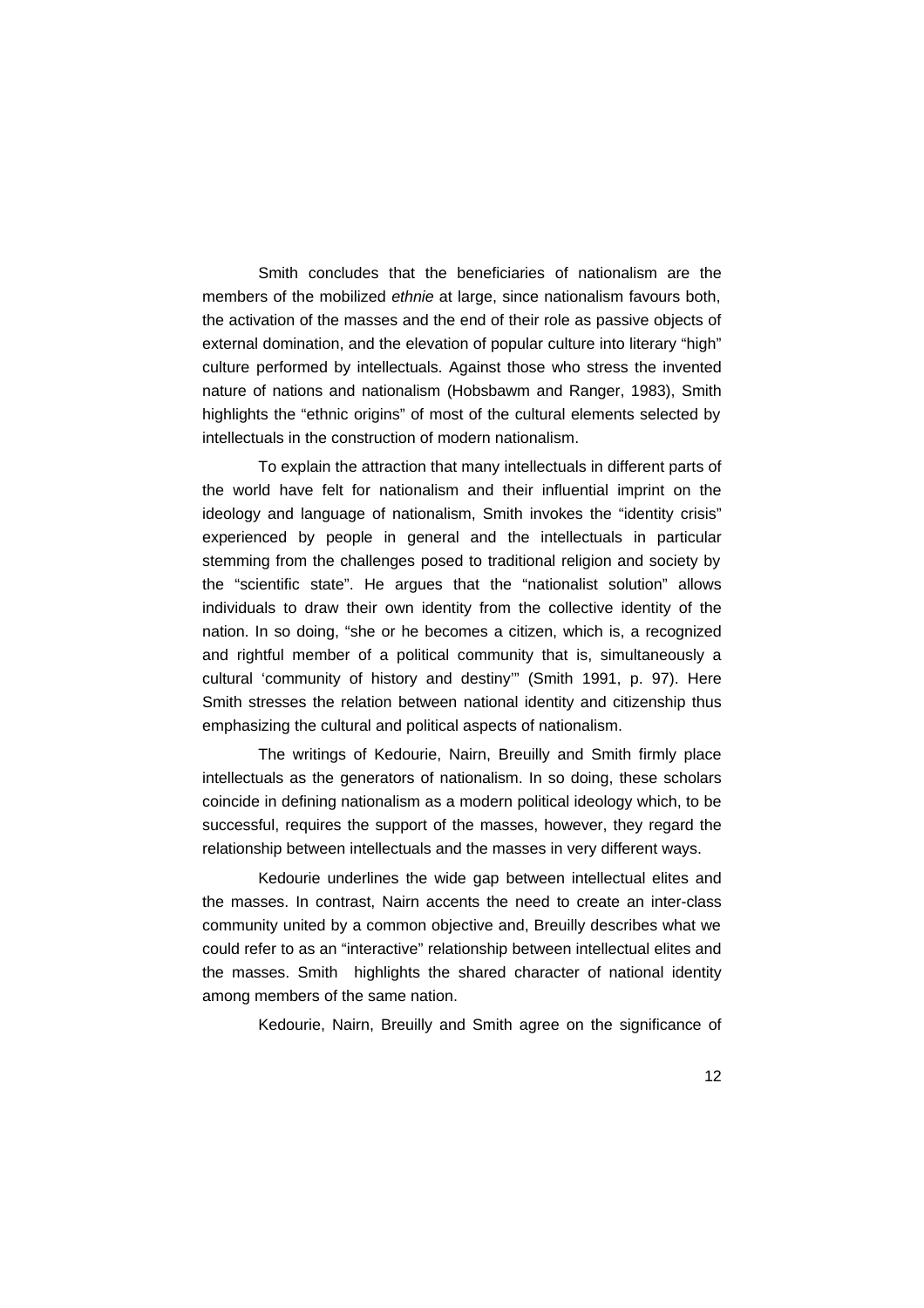Smith concludes that the beneficiaries of nationalism are the members of the mobilized *ethnie* at large, since nationalism favours both, the activation of the masses and the end of their role as passive objects of external domination, and the elevation of popular culture into literary "high" culture performed by intellectuals. Against those who stress the invented nature of nations and nationalism (Hobsbawm and Ranger, 1983), Smith highlights the "ethnic origins" of most of the cultural elements selected by intellectuals in the construction of modern nationalism.

To explain the attraction that many intellectuals in different parts of the world have felt for nationalism and their influential imprint on the ideology and language of nationalism, Smith invokes the "identity crisis" experienced by people in general and the intellectuals in particular stemming from the challenges posed to traditional religion and society by the "scientific state". He argues that the "nationalist solution" allows individuals to draw their own identity from the collective identity of the nation. In so doing, "she or he becomes a citizen, which is, a recognized and rightful member of a political community that is, simultaneously a cultural 'community of history and destiny'" (Smith 1991, p. 97). Here Smith stresses the relation between national identity and citizenship thus emphasizing the cultural and political aspects of nationalism.

The writings of Kedourie, Nairn, Breuilly and Smith firmly place intellectuals as the generators of nationalism. In so doing, these scholars coincide in defining nationalism as a modern political ideology which, to be successful, requires the support of the masses, however, they regard the relationship between intellectuals and the masses in very different ways.

Kedourie underlines the wide gap between intellectual elites and the masses. In contrast, Nairn accents the need to create an inter-class community united by a common objective and, Breuilly describes what we could refer to as an "interactive" relationship between intellectual elites and the masses. Smith highlights the shared character of national identity among members of the same nation.

Kedourie, Nairn, Breuilly and Smith agree on the significance of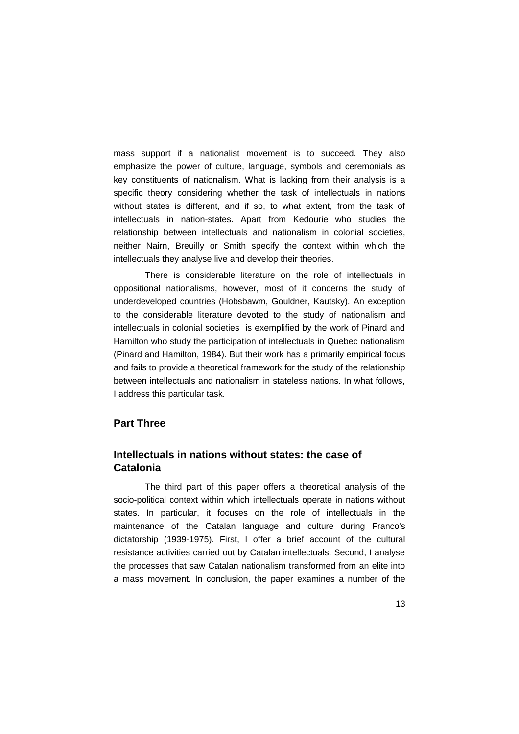mass support if a nationalist movement is to succeed. They also emphasize the power of culture, language, symbols and ceremonials as key constituents of nationalism. What is lacking from their analysis is a specific theory considering whether the task of intellectuals in nations without states is different, and if so, to what extent, from the task of intellectuals in nation-states. Apart from Kedourie who studies the relationship between intellectuals and nationalism in colonial societies, neither Nairn, Breuilly or Smith specify the context within which the intellectuals they analyse live and develop their theories.

There is considerable literature on the role of intellectuals in oppositional nationalisms, however, most of it concerns the study of underdeveloped countries (Hobsbawm, Gouldner, Kautsky). An exception to the considerable literature devoted to the study of nationalism and intellectuals in colonial societies is exemplified by the work of Pinard and Hamilton who study the participation of intellectuals in Quebec nationalism (Pinard and Hamilton, 1984). But their work has a primarily empirical focus and fails to provide a theoretical framework for the study of the relationship between intellectuals and nationalism in stateless nations. In what follows, I address this particular task.

## Part Three

## Intellectuals in nations without states: the case of Catalonia

The third part of this paper offers a theoretical analysis of the socio-political context within which intellectuals operate in nations without states. In particular, it focuses on the role of intellectuals in the maintenance of the Catalan language and culture during Franco's dictatorship (1939-1975). First, I offer a brief account of the cultural resistance activities carried out by Catalan intellectuals. Second, I analyse the processes that saw Catalan nationalism transformed from an elite into a mass movement. In conclusion, the paper examines a number of the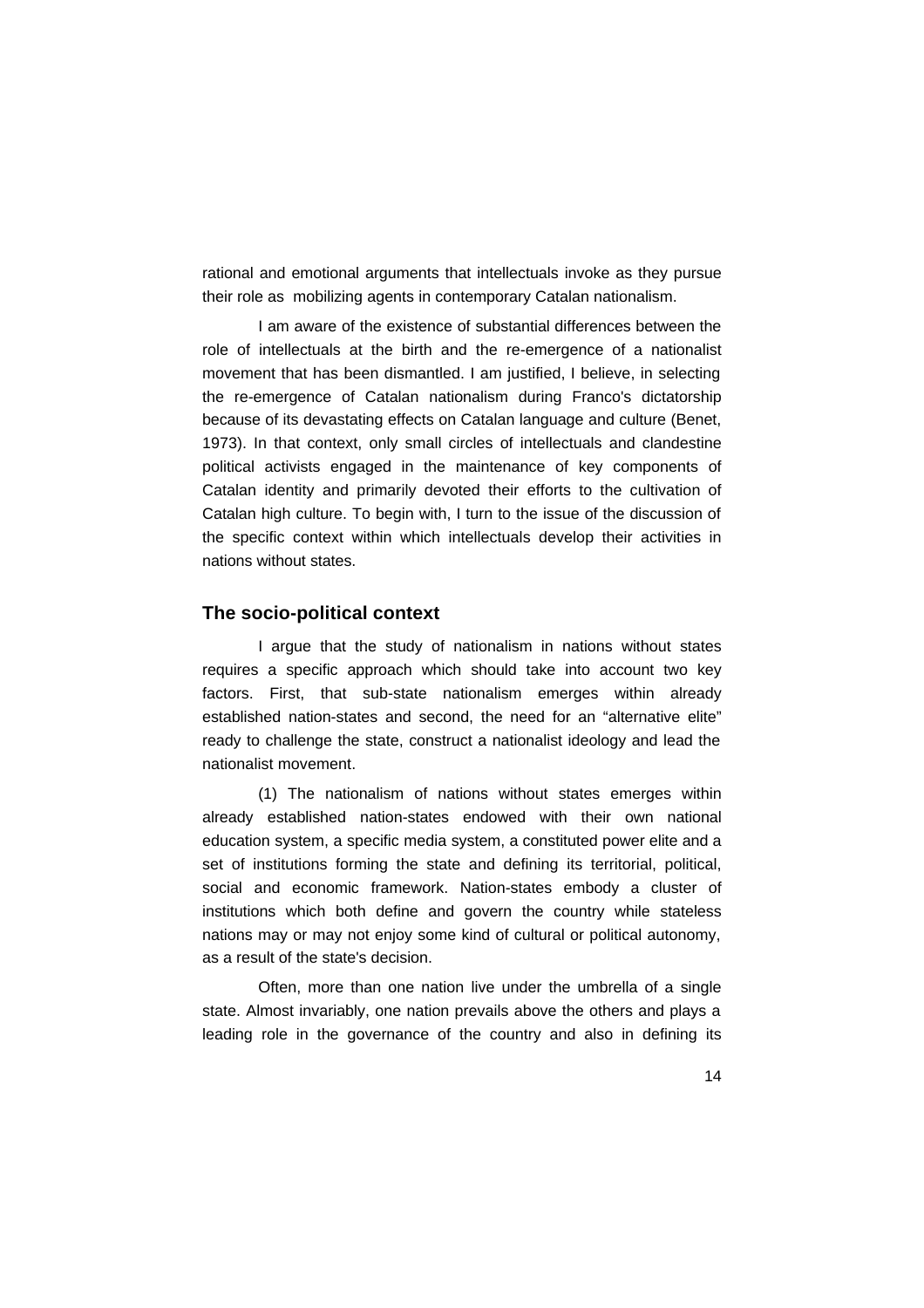rational and emotional arguments that intellectuals invoke as they pursue their role as mobilizing agents in contemporary Catalan nationalism.

I am aware of the existence of substantial differences between the role of intellectuals at the birth and the re-emergence of a nationalist movement that has been dismantled. I am justified, I believe, in selecting the re-emergence of Catalan nationalism during Franco's dictatorship because of its devastating effects on Catalan language and culture (Benet, 1973). In that context, only small circles of intellectuals and clandestine political activists engaged in the maintenance of key components of Catalan identity and primarily devoted their efforts to the cultivation of Catalan high culture. To begin with, I turn to the issue of the discussion of the specific context within which intellectuals develop their activities in nations without states.

## The socio-political context

I argue that the study of nationalism in nations without states requires a specific approach which should take into account two key factors. First, that sub-state nationalism emerges within already established nation-states and second, the need for an "alternative elite" ready to challenge the state, construct a nationalist ideology and lead the nationalist movement.

(1) The nationalism of nations without states emerges within already established nation-states endowed with their own national education system, a specific media system, a constituted power elite and a set of institutions forming the state and defining its territorial, political, social and economic framework. Nation-states embody a cluster of institutions which both define and govern the country while stateless nations may or may not enjoy some kind of cultural or political autonomy, as a result of the state's decision.

Often, more than one nation live under the umbrella of a single state. Almost invariably, one nation prevails above the others and plays a leading role in the governance of the country and also in defining its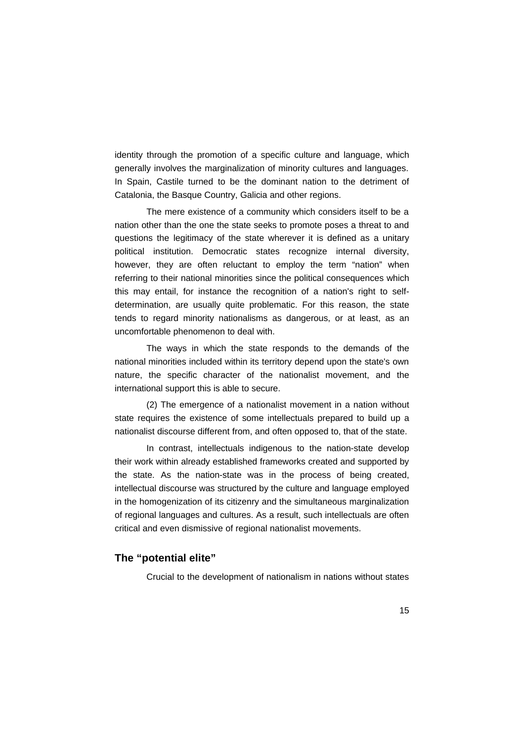identity through the promotion of a specific culture and language, which generally involves the marginalization of minority cultures and languages. In Spain, Castile turned to be the dominant nation to the detriment of Catalonia, the Basque Country, Galicia and other regions.

The mere existence of a community which considers itself to be a nation other than the one the state seeks to promote poses a threat to and questions the legitimacy of the state wherever it is defined as a unitary political institution. Democratic states recognize internal diversity, however, they are often reluctant to employ the term "nation" when referring to their national minorities since the political consequences which this may entail, for instance the recognition of a nation's right to self-determination, are usually quite problematic. For this reason, the state tends to regard minority nationalisms as dangerous, or at least, as an uncomfortable phenomenon to deal with.

The ways in which the state responds to the demands of the national minorities included within its territory depend upon the state's own nature, the specific character of the nationalist movement, and the international support this is able to secure.

(2) The emergence of a nationalist movement in a nation without state requires the existence of some intellectuals prepared to build up a nationalist discourse different from, and often opposed to, that of the state.

In contrast, intellectuals indigenous to the nation-state develop their work within already established frameworks created and supported by the state. As the nation-state was in the process of being created, intellectual discourse was structured by the culture and language employed in the homogenization of its citizenry and the simultaneous marginalization of regional languages and cultures. As a result, such intellectuals are often critical and even dismissive of regional nationalist movements.

## The "potential elite"

Crucial to the development of nationalism in nations without states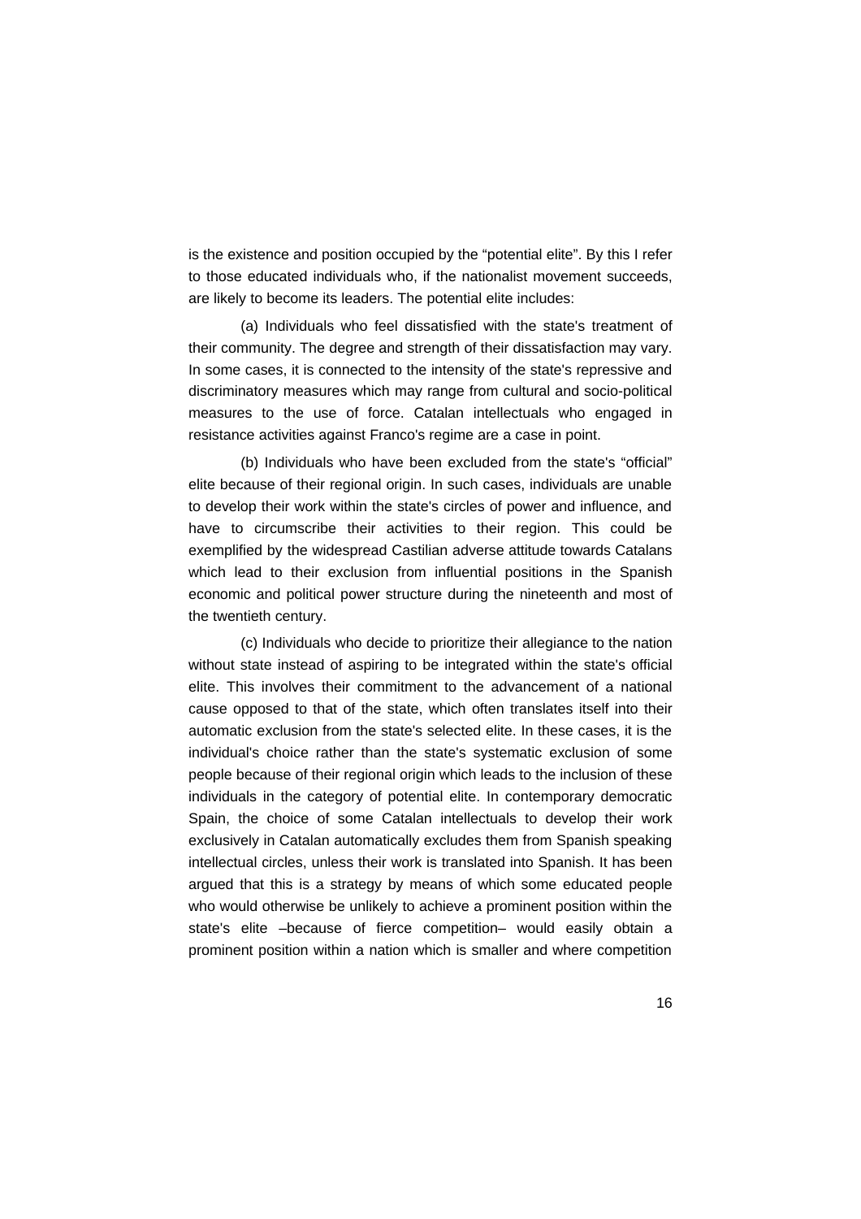is the existence and position occupied by the "potential elite". By this I refer to those educated individuals who, if the nationalist movement succeeds, are likely to become its leaders. The potential elite includes:

(a) Individuals who feel dissatisfied with the state's treatment of their community. The degree and strength of their dissatisfaction may vary. In some cases, it is connected to the intensity of the state's repressive and discriminatory measures which may range from cultural and socio-political measures to the use of force. Catalan intellectuals who engaged in resistance activities against Franco's regime are a case in point.

(b) Individuals who have been excluded from the state's "official" elite because of their regional origin. In such cases, individuals are unable to develop their work within the state's circles of power and influence, and have to circumscribe their activities to their region. This could be exemplified by the widespread Castilian adverse attitude towards Catalans which lead to their exclusion from influential positions in the Spanish economic and political power structure during the nineteenth and most of the twentieth century.

(c) Individuals who decide to prioritize their allegiance to the nation without state instead of aspiring to be integrated within the state's official elite. This involves their commitment to the advancement of a national cause opposed to that of the state, which often translates itself into their automatic exclusion from the state's selected elite. In these cases, it is the individual's choice rather than the state's systematic exclusion of some people because of their regional origin which leads to the inclusion of these individuals in the category of potential elite. In contemporary democratic Spain, the choice of some Catalan intellectuals to develop their work exclusively in Catalan automatically excludes them from Spanish speaking intellectual circles, unless their work is translated into Spanish. It has been argued that this is a strategy by means of which some educated people who would otherwise be unlikely to achieve a prominent position within the state's elite –because of fierce competition– would easily obtain a prominent position within a nation which is smaller and where competition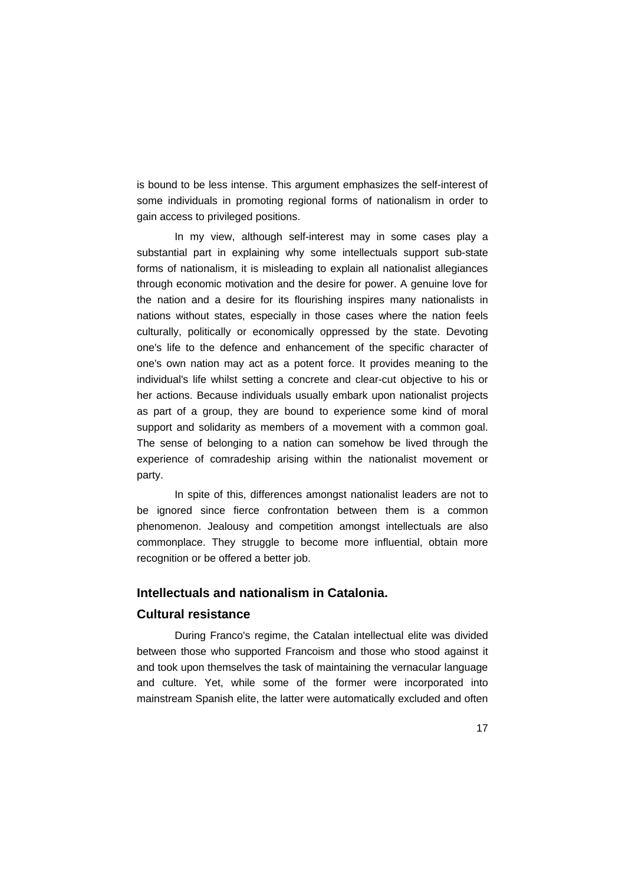is bound to be less intense. This argument emphasizes the self-interest of some individuals in promoting regional forms of nationalism in order to gain access to privileged positions.

In my view, although self-interest may in some cases play a substantial part in explaining why some intellectuals support sub-state forms of nationalism, it is misleading to explain all nationalist allegiances through economic motivation and the desire for power. A genuine love for the nation and a desire for its flourishing inspires many nationalists in nations without states, especially in those cases where the nation feels culturally, politically or economically oppressed by the state. Devoting one's life to the defence and enhancement of the specific character of one's own nation may act as a potent force. It provides meaning to the individual's life whilst setting a concrete and clear-cut objective to his or her actions. Because individuals usually embark upon nationalist projects as part of a group, they are bound to experience some kind of moral support and solidarity as members of a movement with a common goal. The sense of belonging to a nation can somehow be lived through the experience of comradeship arising within the nationalist movement or party.

In spite of this, differences amongst nationalist leaders are not to be ignored since fierce confrontation between them is a common phenomenon. Jealousy and competition amongst intellectuals are also commonplace. They struggle to become more influential, obtain more recognition or be offered a better job.

## Intellectuals and nationalism in Catalonia.

### Cultural resistance

During Franco's regime, the Catalan intellectual elite was divided between those who supported Francoism and those who stood against it and took upon themselves the task of maintaining the vernacular language and culture. Yet, while some of the former were incorporated into mainstream Spanish elite, the latter were automatically excluded and often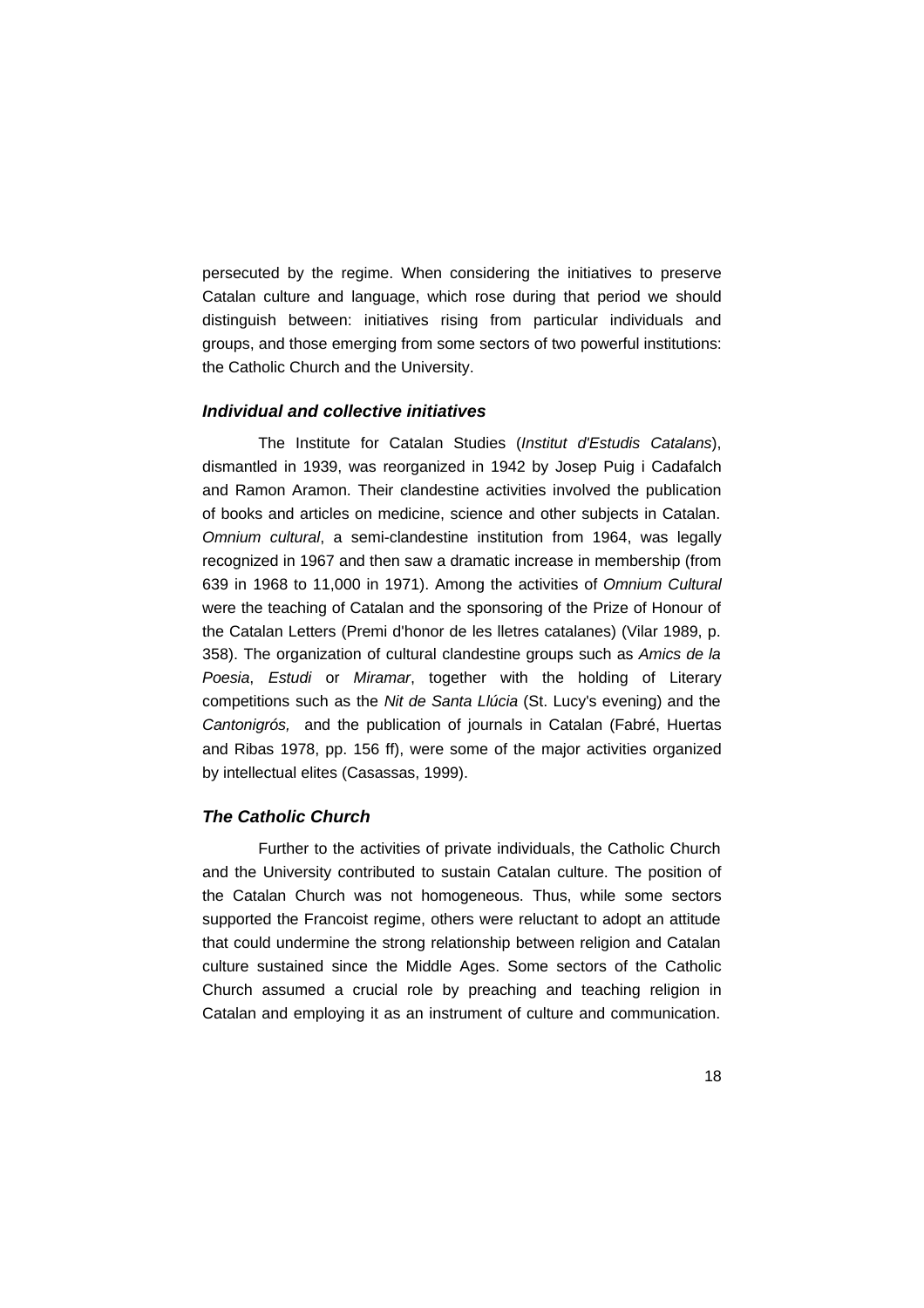persecuted by the regime. When considering the initiatives to preserve Catalan culture and language, which rose during that period we should distinguish between: initiatives rising from particular individuals and groups, and those emerging from some sectors of two powerful institutions: the Catholic Church and the University.

### *Individual and collective initiatives*

The Institute for Catalan Studies (*Institut d'Estudis Catalans*), dismantled in 1939, was reorganized in 1942 by Josep Puig i Cadafalch and Ramon Aramon. Their clandestine activities involved the publication of books and articles on medicine, science and other subjects in Catalan. *Omnium cultural*, a semi-clandestine institution from 1964, was legally recognized in 1967 and then saw a dramatic increase in membership (from 639 in 1968 to 11,000 in 1971). Among the activities of *Omnium Cultural* were the teaching of Catalan and the sponsoring of the Prize of Honour of the Catalan Letters (Premi d'honor de les lletres catalanes) (Vilar 1989, p. 358). The organization of cultural clandestine groups such as *Amics de la Poesia*, *Estudi* or *Miramar*, together with the holding of Literary competitions such as the *Nit de Santa Llúcia* (St. Lucy's evening) and the *Cantonigrós,* and the publication of journals in Catalan (Fabré, Huertas and Ribas 1978, pp. 156 ff), were some of the major activities organized by intellectual elites (Casassas, 1999).

### *The Catholic Church*

Further to the activities of private individuals, the Catholic Church and the University contributed to sustain Catalan culture. The position of the Catalan Church was not homogeneous. Thus, while some sectors supported the Francoist regime, others were reluctant to adopt an attitude that could undermine the strong relationship between religion and Catalan culture sustained since the Middle Ages. Some sectors of the Catholic Church assumed a crucial role by preaching and teaching religion in Catalan and employing it as an instrument of culture and communication.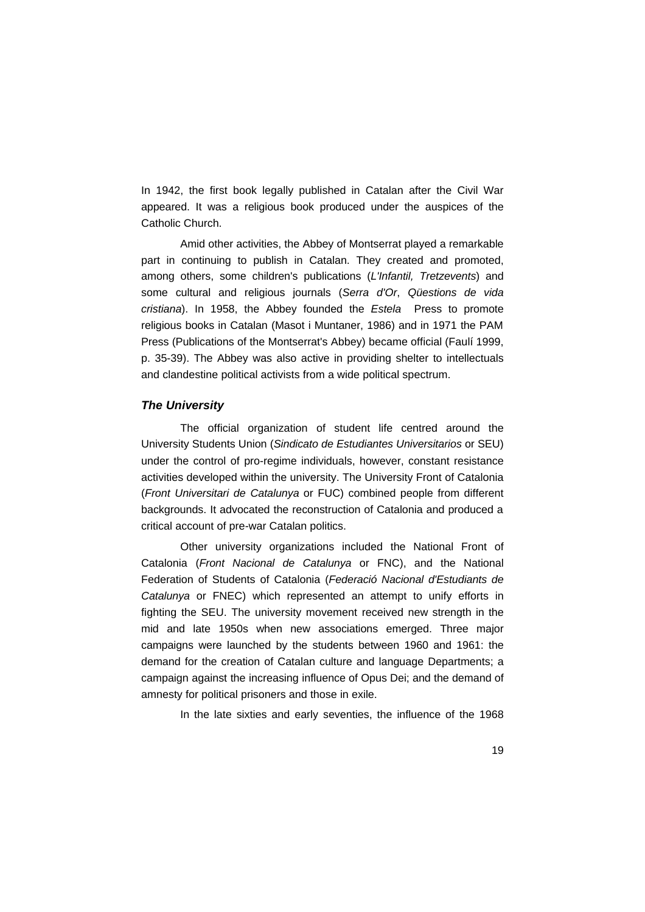In 1942, the first book legally published in Catalan after the Civil War appeared. It was a religious book produced under the auspices of the Catholic Church.

Amid other activities, the Abbey of Montserrat played a remarkable part in continuing to publish in Catalan. They created and promoted, among others, some children's publications (*L'Infantil, Tretzevents*) and some cultural and religious journals (*Serra d'Or*, *Qüestions de vida cristiana*). In 1958, the Abbey founded the *Estela* Press to promote religious books in Catalan (Masot i Muntaner, 1986) and in 1971 the PAM Press (Publications of the Montserrat's Abbey) became official (Faulí 1999, p. 35-39). The Abbey was also active in providing shelter to intellectuals and clandestine political activists from a wide political spectrum.

### *The University*

The official organization of student life centred around the University Students Union (*Sindicato de Estudiantes Universitarios* or SEU) under the control of pro-regime individuals, however, constant resistance activities developed within the university. The University Front of Catalonia (*Front Universitari de Catalunya* or FUC) combined people from different backgrounds. It advocated the reconstruction of Catalonia and produced a critical account of pre-war Catalan politics.

Other university organizations included the National Front of Catalonia (*Front Nacional de Catalunya* or FNC), and the National Federation of Students of Catalonia (*Federació Nacional d'Estudiants de Catalunya* or FNEC) which represented an attempt to unify efforts in fighting the SEU. The university movement received new strength in the mid and late 1950s when new associations emerged. Three major campaigns were launched by the students between 1960 and 1961: the demand for the creation of Catalan culture and language Departments; a campaign against the increasing influence of Opus Dei; and the demand of amnesty for political prisoners and those in exile.

In the late sixties and early seventies, the influence of the 1968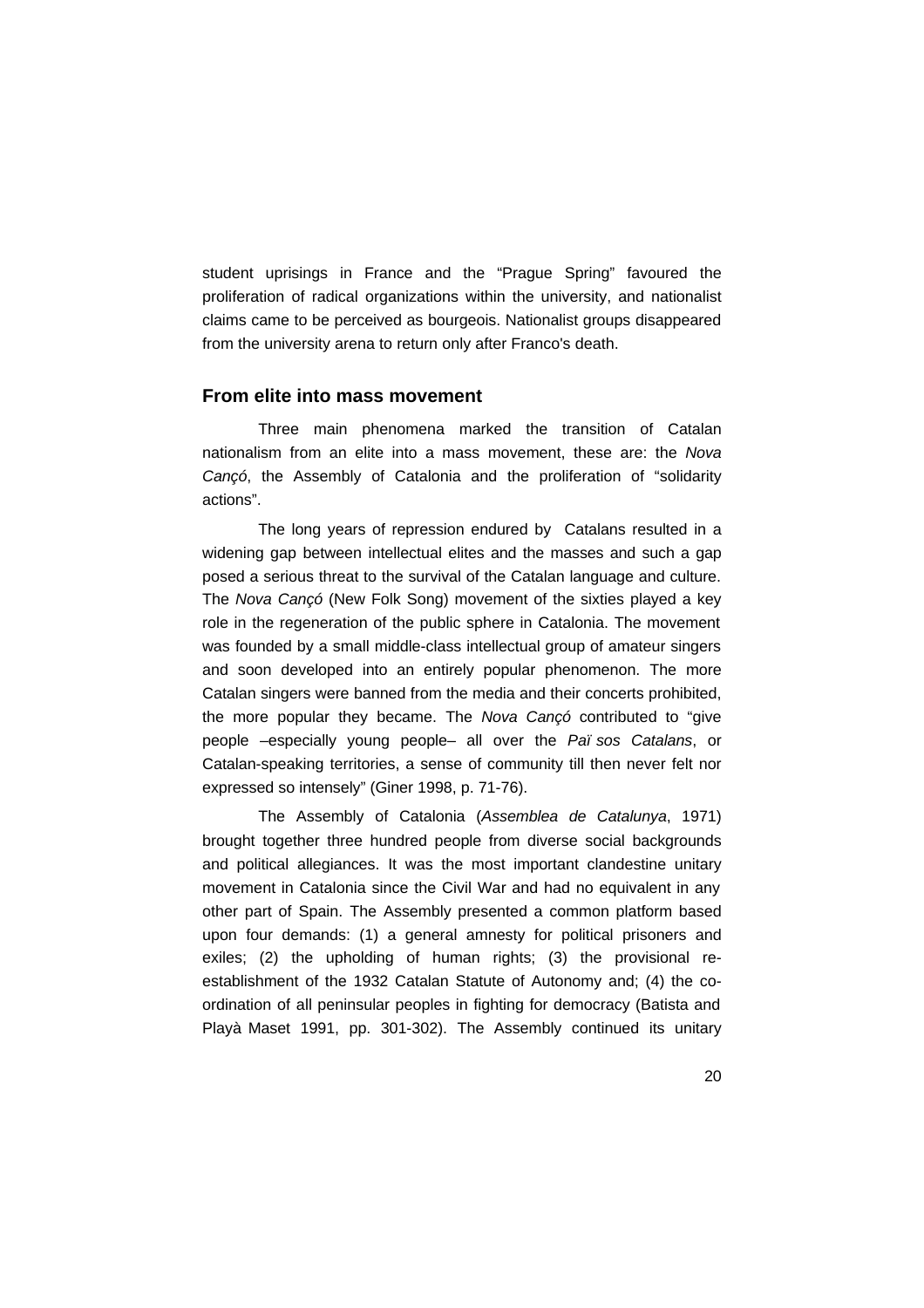student uprisings in France and the "Prague Spring" favoured the proliferation of radical organizations within the university, and nationalist claims came to be perceived as bourgeois. Nationalist groups disappeared from the university arena to return only after Franco's death.

## From elite into mass movement

Three main phenomena marked the transition of Catalan nationalism from an elite into a mass movement, these are: the *Nova Cançó*, the Assembly of Catalonia and the proliferation of "solidarity actions".

The long years of repression endured by Catalans resulted in a widening gap between intellectual elites and the masses and such a gap posed a serious threat to the survival of the Catalan language and culture. The *Nova Cançó* (New Folk Song) movement of the sixties played a key role in the regeneration of the public sphere in Catalonia. The movement was founded by a small middle-class intellectual group of amateur singers and soon developed into an entirely popular phenomenon. The more Catalan singers were banned from the media and their concerts prohibited, the more popular they became. The *Nova Cançó* contributed to "give people –especially young people– all over the *Països Catalans*, or Catalan-speaking territories, a sense of community till then never felt nor expressed so intensely" (Giner 1998, p. 71-76).

The Assembly of Catalonia (*Assemblea de Catalunya*, 1971) brought together three hundred people from diverse social backgrounds and political allegiances. It was the most important clandestine unitary movement in Catalonia since the Civil War and had no equivalent in any other part of Spain. The Assembly presented a common platform based upon four demands: (1) a general amnesty for political prisoners and exiles; (2) the upholding of human rights; (3) the provisional re-establishment of the 1932 Catalan Statute of Autonomy and; (4) the co-ordination of all peninsular peoples in fighting for democracy (Batista and Playà Maset 1991, pp. 301-302). The Assembly continued its unitary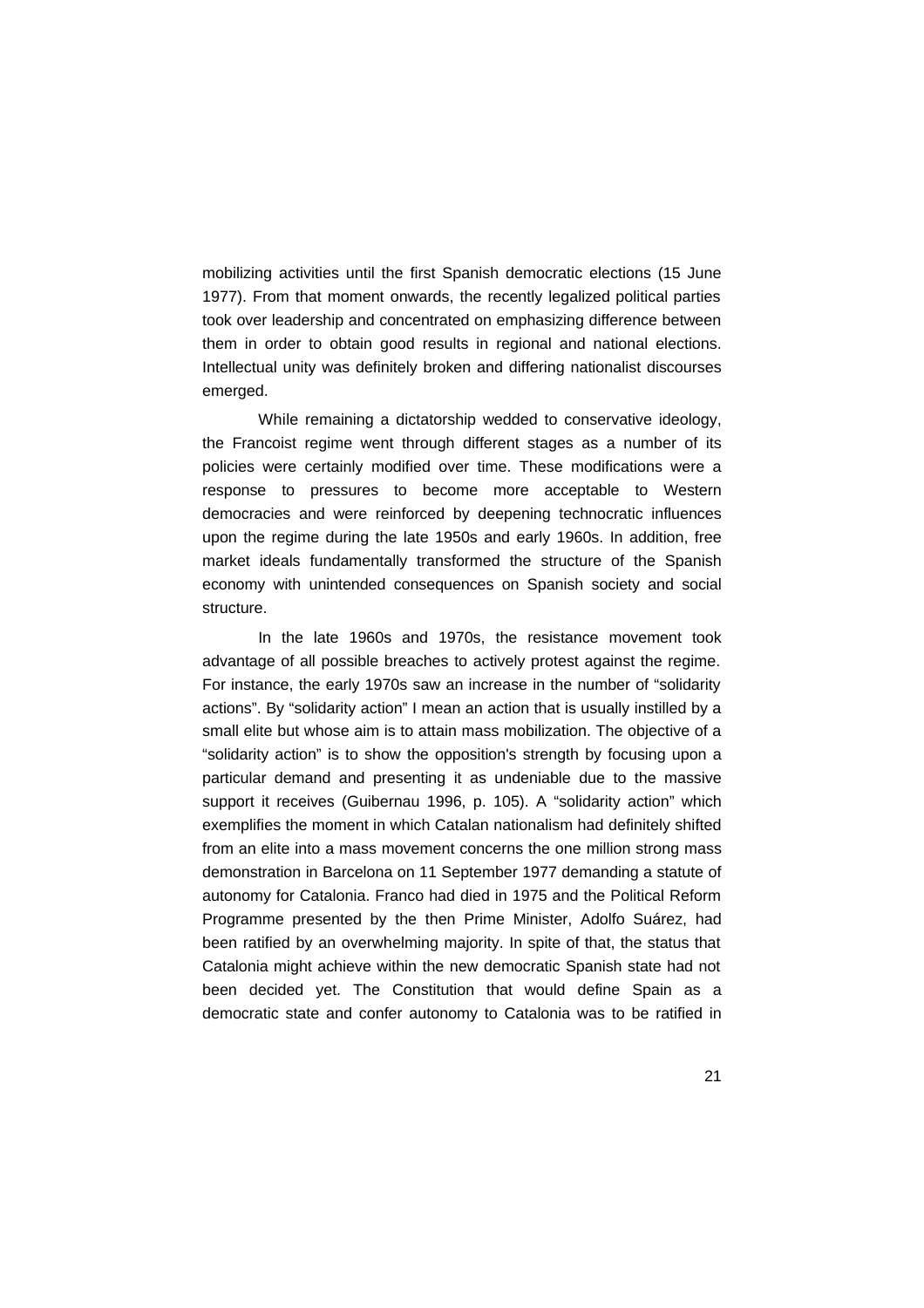mobilizing activities until the first Spanish democratic elections (15 June 1977). From that moment onwards, the recently legalized political parties took over leadership and concentrated on emphasizing difference between them in order to obtain good results in regional and national elections. Intellectual unity was definitely broken and differing nationalist discourses emerged.

While remaining a dictatorship wedded to conservative ideology, the Francoist regime went through different stages as a number of its policies were certainly modified over time. These modifications were a response to pressures to become more acceptable to Western democracies and were reinforced by deepening technocratic influences upon the regime during the late 1950s and early 1960s. In addition, free market ideals fundamentally transformed the structure of the Spanish economy with unintended consequences on Spanish society and social structure.

In the late 1960s and 1970s, the resistance movement took advantage of all possible breaches to actively protest against the regime. For instance, the early 1970s saw an increase in the number of "solidarity actions". By "solidarity action" I mean an action that is usually instilled by a small elite but whose aim is to attain mass mobilization. The objective of a "solidarity action" is to show the opposition's strength by focusing upon a particular demand and presenting it as undeniable due to the massive support it receives (Guibernau 1996, p. 105). A "solidarity action" which exemplifies the moment in which Catalan nationalism had definitely shifted from an elite into a mass movement concerns the one million strong mass demonstration in Barcelona on 11 September 1977 demanding a statute of autonomy for Catalonia. Franco had died in 1975 and the Political Reform Programme presented by the then Prime Minister, Adolfo Suárez, had been ratified by an overwhelming majority. In spite of that, the status that Catalonia might achieve within the new democratic Spanish state had not been decided yet. The Constitution that would define Spain as a democratic state and confer autonomy to Catalonia was to be ratified in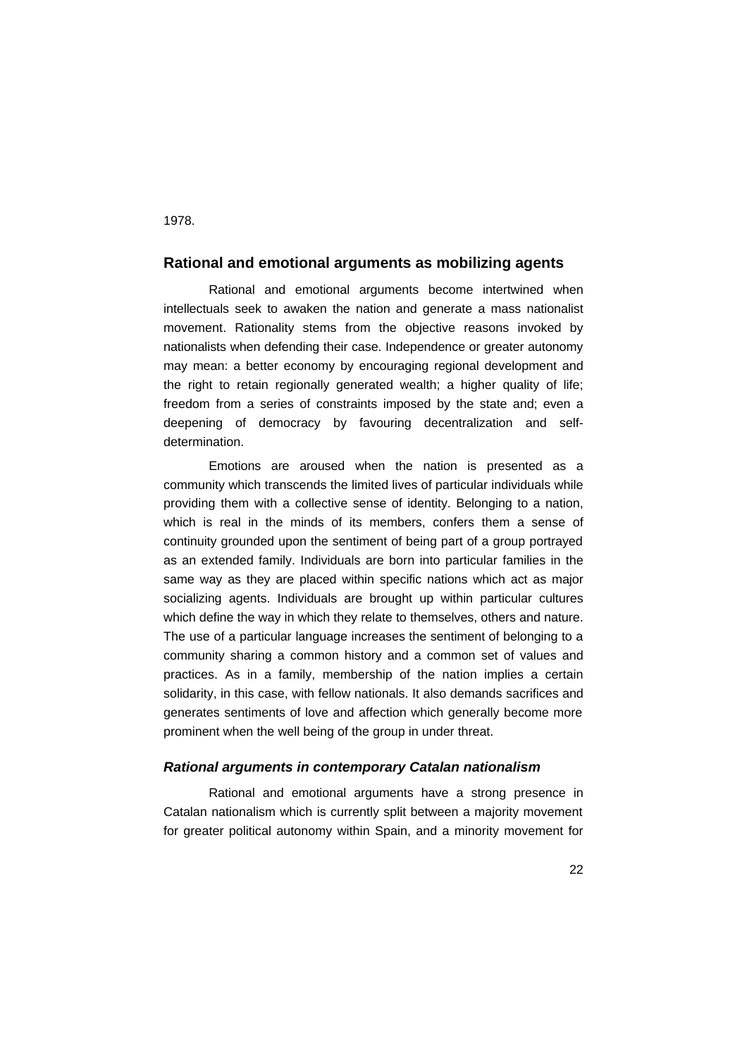1978.

## Rational and emotional arguments as mobilizing agents

Rational and emotional arguments become intertwined when intellectuals seek to awaken the nation and generate a mass nationalist movement. Rationality stems from the objective reasons invoked by nationalists when defending their case. Independence or greater autonomy may mean: a better economy by encouraging regional development and the right to retain regionally generated wealth; a higher quality of life; freedom from a series of constraints imposed by the state and; even a deepening of democracy by favouring decentralization and self-determination.

Emotions are aroused when the nation is presented as a community which transcends the limited lives of particular individuals while providing them with a collective sense of identity. Belonging to a nation, which is real in the minds of its members, confers them a sense of continuity grounded upon the sentiment of being part of a group portrayed as an extended family. Individuals are born into particular families in the same way as they are placed within specific nations which act as major socializing agents. Individuals are brought up within particular cultures which define the way in which they relate to themselves, others and nature. The use of a particular language increases the sentiment of belonging to a community sharing a common history and a common set of values and practices. As in a family, membership of the nation implies a certain solidarity, in this case, with fellow nationals. It also demands sacrifices and generates sentiments of love and affection which generally become more prominent when the well being of the group in under threat.

### *Rational arguments in contemporary Catalan nationalism*

Rational and emotional arguments have a strong presence in Catalan nationalism which is currently split between a majority movement for greater political autonomy within Spain, and a minority movement for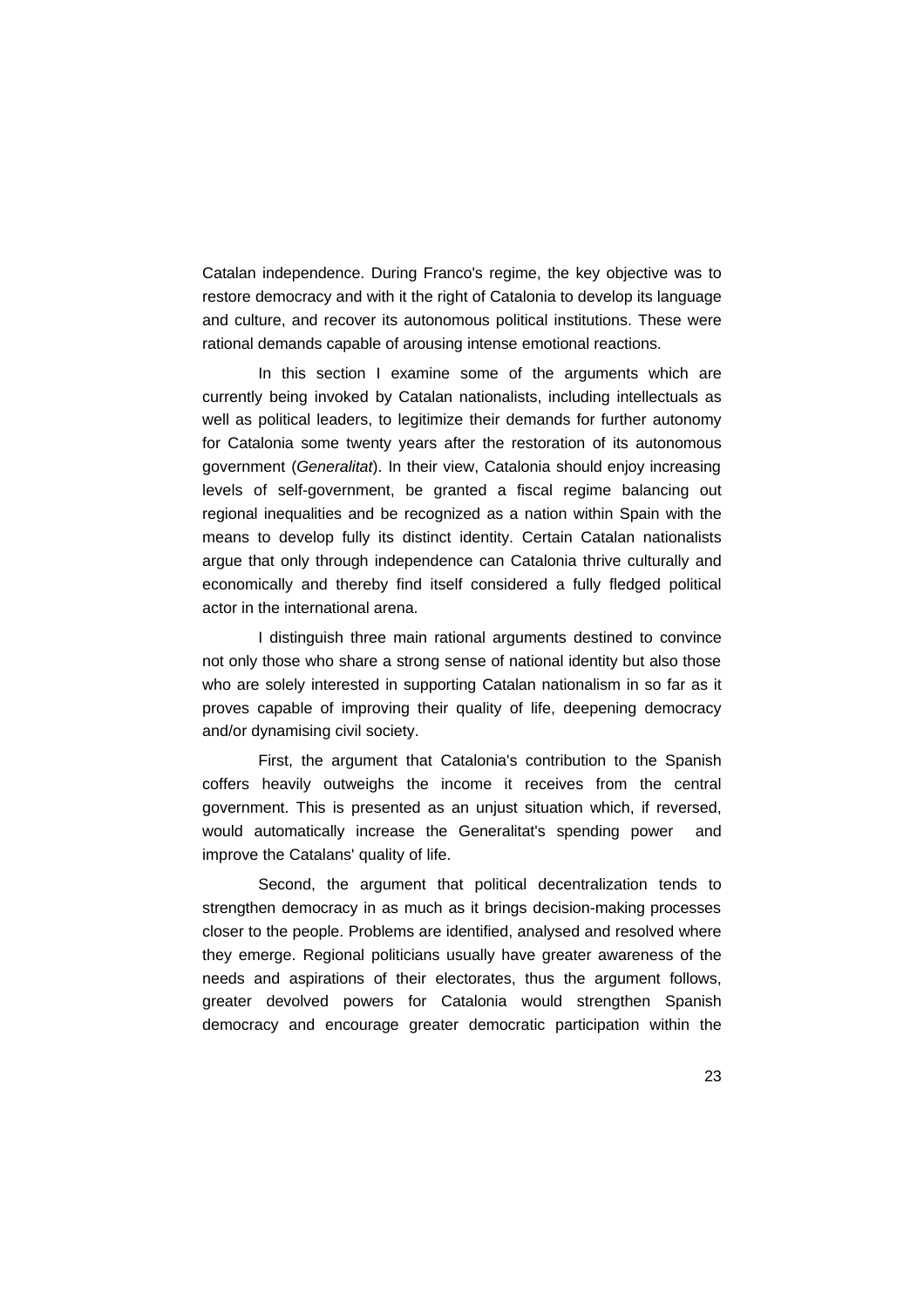Catalan independence. During Franco's regime, the key objective was to restore democracy and with it the right of Catalonia to develop its language and culture, and recover its autonomous political institutions. These were rational demands capable of arousing intense emotional reactions.

In this section I examine some of the arguments which are currently being invoked by Catalan nationalists, including intellectuals as well as political leaders, to legitimize their demands for further autonomy for Catalonia some twenty years after the restoration of its autonomous government (*Generalitat*). In their view, Catalonia should enjoy increasing levels of self-government, be granted a fiscal regime balancing out regional inequalities and be recognized as a nation within Spain with the means to develop fully its distinct identity. Certain Catalan nationalists argue that only through independence can Catalonia thrive culturally and economically and thereby find itself considered a fully fledged political actor in the international arena.

I distinguish three main rational arguments destined to convince not only those who share a strong sense of national identity but also those who are solely interested in supporting Catalan nationalism in so far as it proves capable of improving their quality of life, deepening democracy and/or dynamising civil society.

First, the argument that Catalonia's contribution to the Spanish coffers heavily outweighs the income it receives from the central government. This is presented as an unjust situation which, if reversed, would automatically increase the Generalitat's spending power and improve the Catalans' quality of life.

Second, the argument that political decentralization tends to strengthen democracy in as much as it brings decision-making processes closer to the people. Problems are identified, analysed and resolved where they emerge. Regional politicians usually have greater awareness of the needs and aspirations of their electorates, thus the argument follows, greater devolved powers for Catalonia would strengthen Spanish democracy and encourage greater democratic participation within the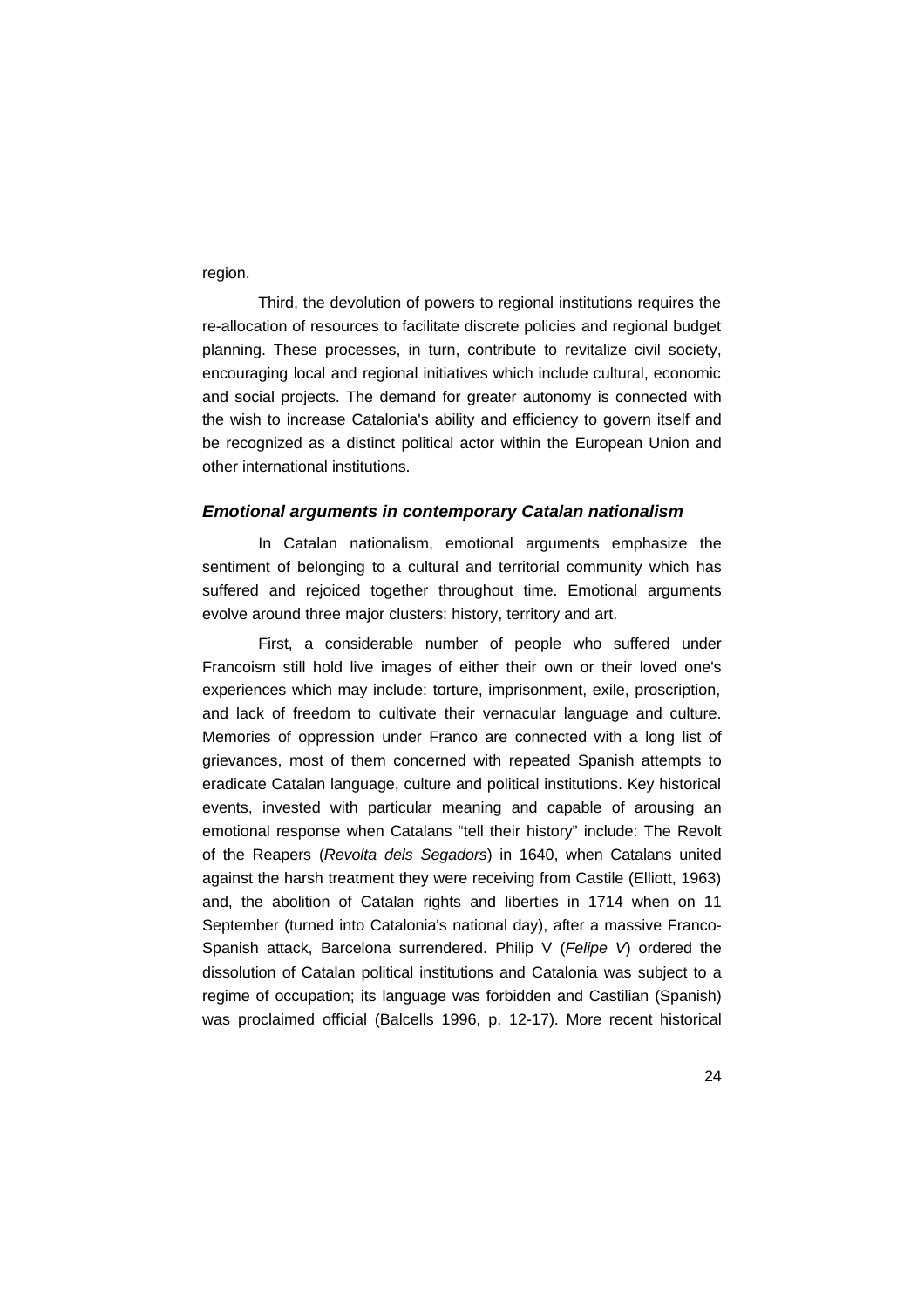region.

Third, the devolution of powers to regional institutions requires the re-allocation of resources to facilitate discrete policies and regional budget planning. These processes, in turn, contribute to revitalize civil society, encouraging local and regional initiatives which include cultural, economic and social projects. The demand for greater autonomy is connected with the wish to increase Catalonia's ability and efficiency to govern itself and be recognized as a distinct political actor within the European Union and other international institutions.

### *Emotional arguments in contemporary Catalan nationalism*

In Catalan nationalism, emotional arguments emphasize the sentiment of belonging to a cultural and territorial community which has suffered and rejoiced together throughout time. Emotional arguments evolve around three major clusters: history, territory and art.

First, a considerable number of people who suffered under Francoism still hold live images of either their own or their loved one's experiences which may include: torture, imprisonment, exile, proscription, and lack of freedom to cultivate their vernacular language and culture. Memories of oppression under Franco are connected with a long list of grievances, most of them concerned with repeated Spanish attempts to eradicate Catalan language, culture and political institutions. Key historical events, invested with particular meaning and capable of arousing an emotional response when Catalans "tell their history" include: The Revolt of the Reapers (*Revolta dels Segadors*) in 1640, when Catalans united against the harsh treatment they were receiving from Castile (Elliott, 1963) and, the abolition of Catalan rights and liberties in 1714 when on 11 September (turned into Catalonia's national day), after a massive Franco-Spanish attack, Barcelona surrendered. Philip V (*Felipe V*) ordered the dissolution of Catalan political institutions and Catalonia was subject to a regime of occupation; its language was forbidden and Castilian (Spanish) was proclaimed official (Balcells 1996, p. 12-17). More recent historical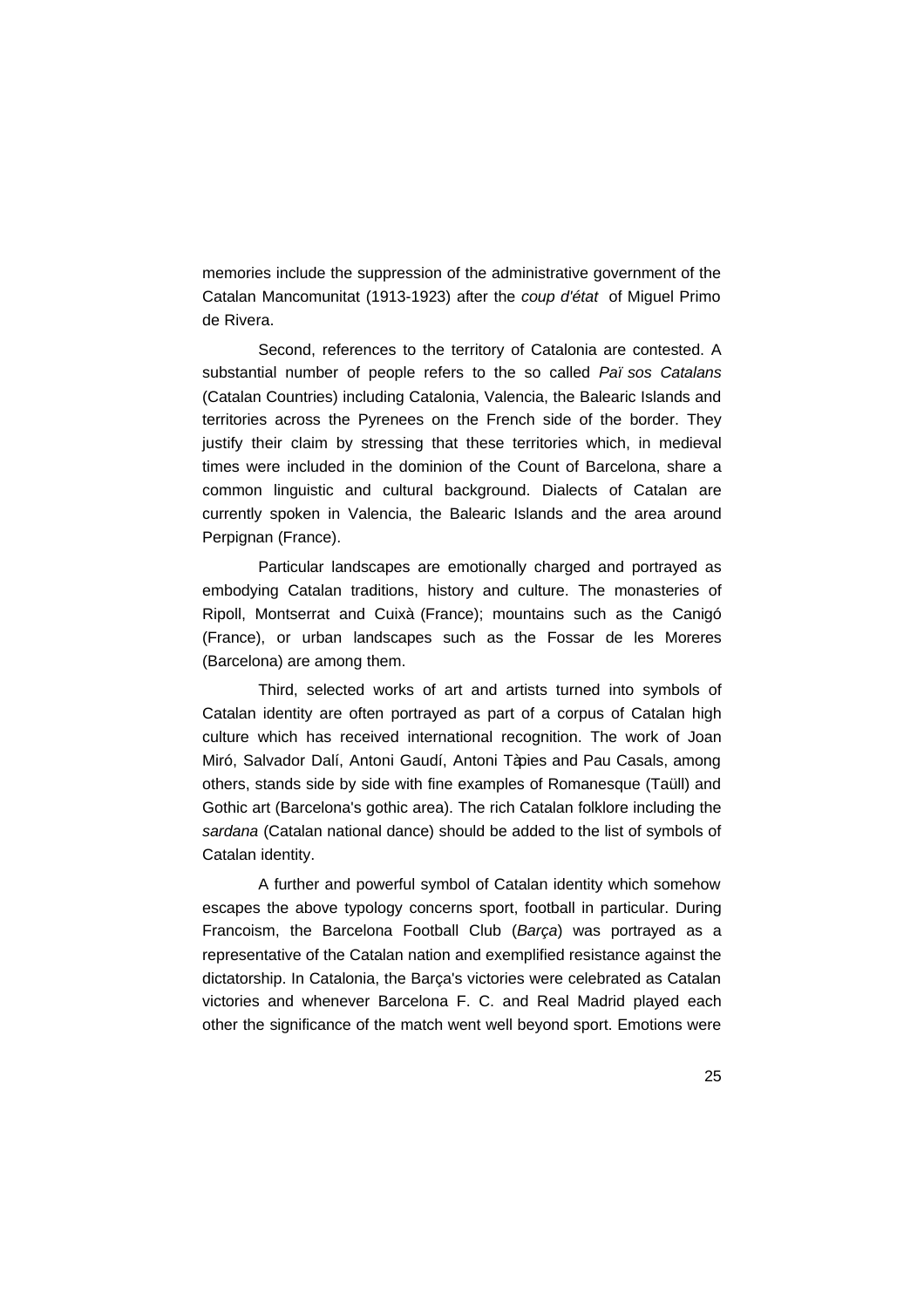memories include the suppression of the administrative government of the Catalan Mancomunitat (1913-1923) after the *coup d'état* of Miguel Primo de Rivera.

Second, references to the territory of Catalonia are contested. A substantial number of people refers to the so called *Països Catalans* (Catalan Countries) including Catalonia, Valencia, the Balearic Islands and territories across the Pyrenees on the French side of the border. They justify their claim by stressing that these territories which, in medieval times were included in the dominion of the Count of Barcelona, share a common linguistic and cultural background. Dialects of Catalan are currently spoken in Valencia, the Balearic Islands and the area around Perpignan (France).

Particular landscapes are emotionally charged and portrayed as embodying Catalan traditions, history and culture. The monasteries of Ripoll, Montserrat and Cuixà (France); mountains such as the Canigó (France), or urban landscapes such as the Fossar de les Moreres (Barcelona) are among them.

Third, selected works of art and artists turned into symbols of Catalan identity are often portrayed as part of a corpus of Catalan high culture which has received international recognition. The work of Joan Miró, Salvador Dalí, Antoni Gaudí, Antoni Tàpies and Pau Casals, among others, stands side by side with fine examples of Romanesque (Taüll) and Gothic art (Barcelona's gothic area). The rich Catalan folklore including the *sardana* (Catalan national dance) should be added to the list of symbols of Catalan identity.

A further and powerful symbol of Catalan identity which somehow escapes the above typology concerns sport, football in particular. During Francoism, the Barcelona Football Club (*Barça*) was portrayed as a representative of the Catalan nation and exemplified resistance against the dictatorship. In Catalonia, the Barça's victories were celebrated as Catalan victories and whenever Barcelona F. C. and Real Madrid played each other the significance of the match went well beyond sport. Emotions were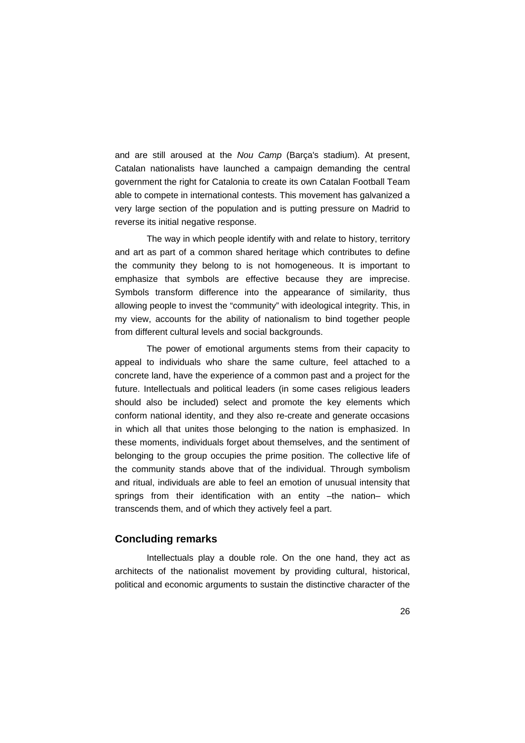and are still aroused at the *Nou Camp* (Barça's stadium). At present, Catalan nationalists have launched a campaign demanding the central government the right for Catalonia to create its own Catalan Football Team able to compete in international contests. This movement has galvanized a very large section of the population and is putting pressure on Madrid to reverse its initial negative response.

The way in which people identify with and relate to history, territory and art as part of a common shared heritage which contributes to define the community they belong to is not homogeneous. It is important to emphasize that symbols are effective because they are imprecise. Symbols transform difference into the appearance of similarity, thus allowing people to invest the "community" with ideological integrity. This, in my view, accounts for the ability of nationalism to bind together people from different cultural levels and social backgrounds.

The power of emotional arguments stems from their capacity to appeal to individuals who share the same culture, feel attached to a concrete land, have the experience of a common past and a project for the future. Intellectuals and political leaders (in some cases religious leaders should also be included) select and promote the key elements which conform national identity, and they also re-create and generate occasions in which all that unites those belonging to the nation is emphasized. In these moments, individuals forget about themselves, and the sentiment of belonging to the group occupies the prime position. The collective life of the community stands above that of the individual. Through symbolism and ritual, individuals are able to feel an emotion of unusual intensity that springs from their identification with an entity –the nation– which transcends them, and of which they actively feel a part.

## Concluding remarks

Intellectuals play a double role. On the one hand, they act as architects of the nationalist movement by providing cultural, historical, political and economic arguments to sustain the distinctive character of the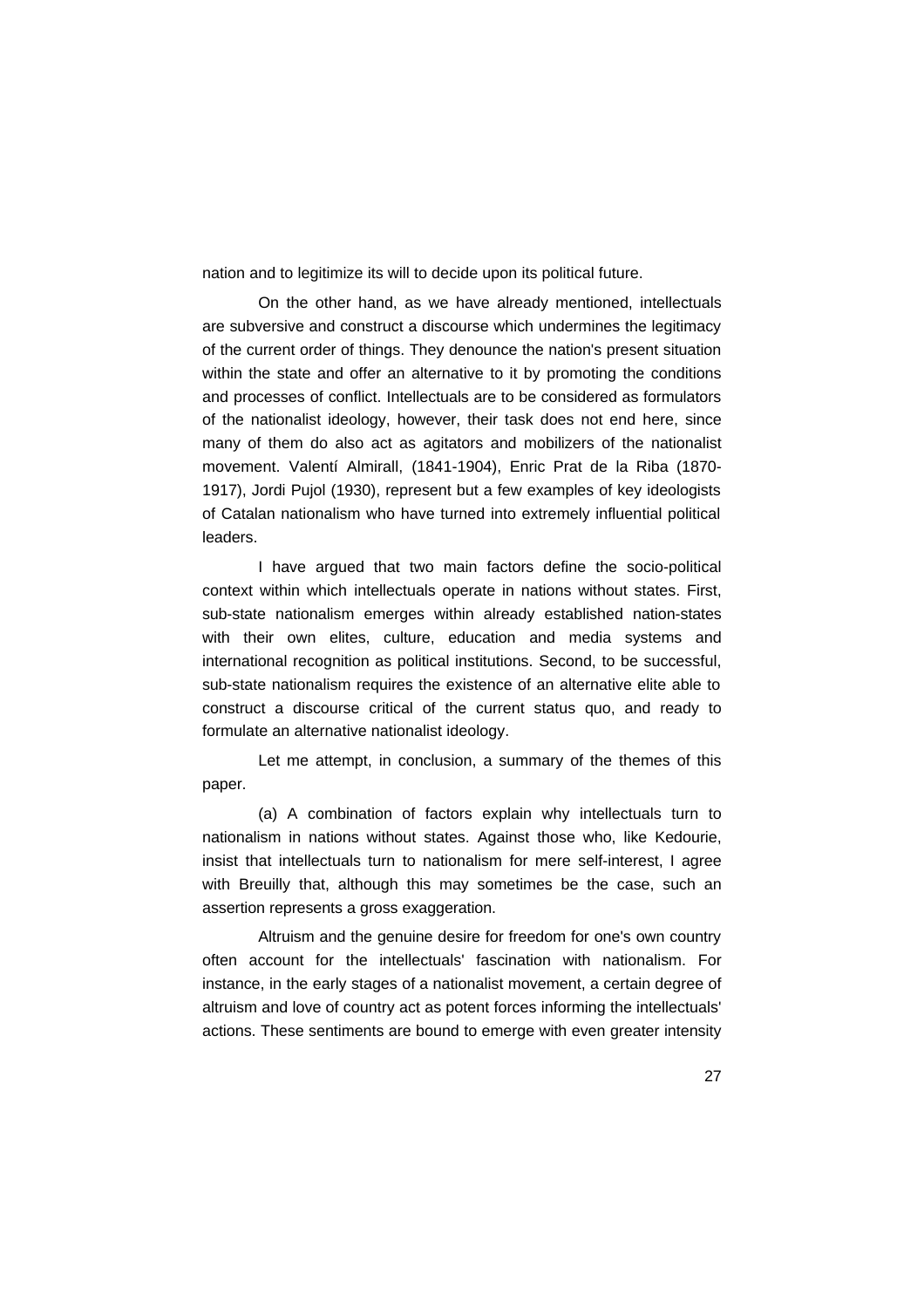nation and to legitimize its will to decide upon its political future.

On the other hand, as we have already mentioned, intellectuals are subversive and construct a discourse which undermines the legitimacy of the current order of things. They denounce the nation's present situation within the state and offer an alternative to it by promoting the conditions and processes of conflict. Intellectuals are to be considered as formulators of the nationalist ideology, however, their task does not end here, since many of them do also act as agitators and mobilizers of the nationalist movement. Valentí Almirall, (1841-1904), Enric Prat de la Riba (1870-1917), Jordi Pujol (1930), represent but a few examples of key ideologists of Catalan nationalism who have turned into extremely influential political leaders.

I have argued that two main factors define the socio-political context within which intellectuals operate in nations without states. First, sub-state nationalism emerges within already established nation-states with their own elites, culture, education and media systems and international recognition as political institutions. Second, to be successful, sub-state nationalism requires the existence of an alternative elite able to construct a discourse critical of the current status quo, and ready to formulate an alternative nationalist ideology.

Let me attempt, in conclusion, a summary of the themes of this paper.

(a) A combination of factors explain why intellectuals turn to nationalism in nations without states. Against those who, like Kedourie, insist that intellectuals turn to nationalism for mere self-interest, I agree with Breuilly that, although this may sometimes be the case, such an assertion represents a gross exaggeration.

Altruism and the genuine desire for freedom for one's own country often account for the intellectuals' fascination with nationalism. For instance, in the early stages of a nationalist movement, a certain degree of altruism and love of country act as potent forces informing the intellectuals' actions. These sentiments are bound to emerge with even greater intensity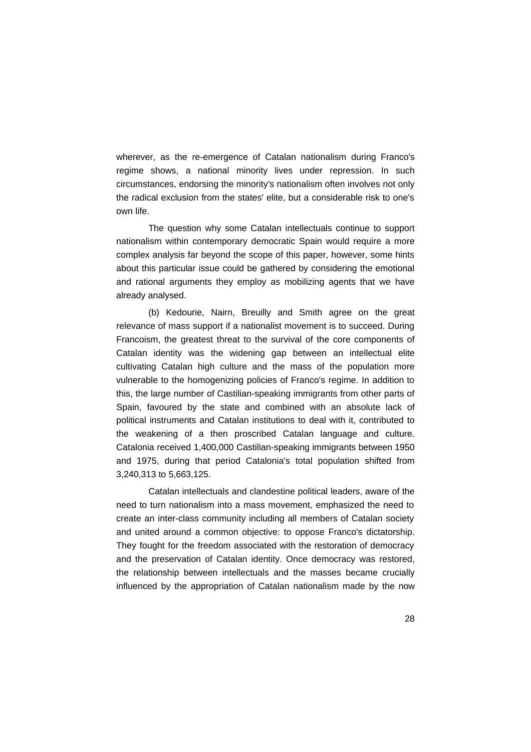wherever, as the re-emergence of Catalan nationalism during Franco's regime shows, a national minority lives under repression. In such circumstances, endorsing the minority's nationalism often involves not only the radical exclusion from the states' elite, but a considerable risk to one's own life.

The question why some Catalan intellectuals continue to support nationalism within contemporary democratic Spain would require a more complex analysis far beyond the scope of this paper, however, some hints about this particular issue could be gathered by considering the emotional and rational arguments they employ as mobilizing agents that we have already analysed.

(b) Kedourie, Nairn, Breuilly and Smith agree on the great relevance of mass support if a nationalist movement is to succeed. During Francoism, the greatest threat to the survival of the core components of Catalan identity was the widening gap between an intellectual elite cultivating Catalan high culture and the mass of the population more vulnerable to the homogenizing policies of Franco's regime. In addition to this, the large number of Castilian-speaking immigrants from other parts of Spain, favoured by the state and combined with an absolute lack of political instruments and Catalan institutions to deal with it, contributed to the weakening of a then proscribed Catalan language and culture. Catalonia received 1,400,000 Castilian-speaking immigrants between 1950 and 1975, during that period Catalonia's total population shifted from 3,240,313 to 5,663,125.

Catalan intellectuals and clandestine political leaders, aware of the need to turn nationalism into a mass movement, emphasized the need to create an inter-class community including all members of Catalan society and united around a common objective: to oppose Franco's dictatorship. They fought for the freedom associated with the restoration of democracy and the preservation of Catalan identity. Once democracy was restored, the relationship between intellectuals and the masses became crucially influenced by the appropriation of Catalan nationalism made by the now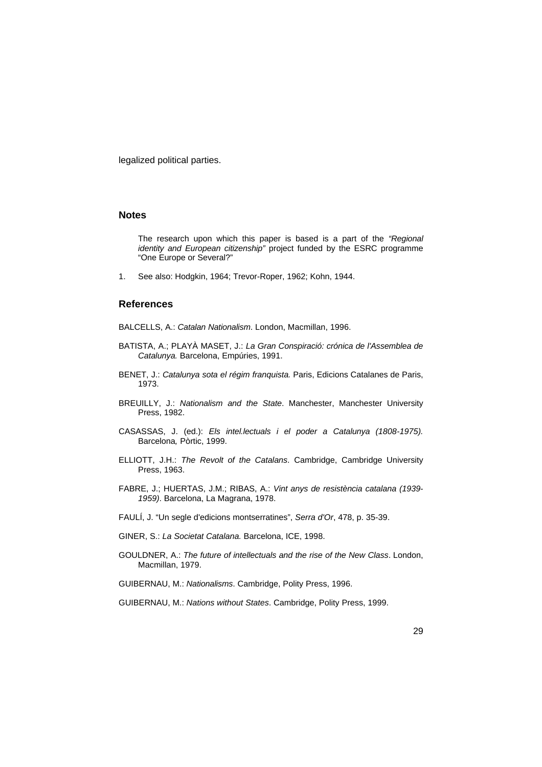legalized political parties.

## Notes

The research upon which this paper is based is a part of the *"Regional identity and European citizenship"* project funded by the ESRC programme "One Europe or Several?"

1. See also: Hodgkin, 1964; Trevor-Roper, 1962; Kohn, 1944.

## References

BALCELLS, A.: *Catalan Nationalism*. London, Macmillan, 1996.

BATISTA, A.; PLAYÀ MASET, J.: *La Gran Conspiració: crónica de l'Assemblea de Catalunya.* Barcelona, Empúries, 1991.

BENET, J.: *Catalunya sota el régim franquista.* Paris, Edicions Catalanes de Paris, 1973.

BREUILLY, J.: *Nationalism and the State*. Manchester, Manchester University Press, 1982.

CASASSAS, J. (ed.): *Els intel.lectuals i el poder a Catalunya (1808-1975).* Barcelona*,* Pòrtic, 1999.

ELLIOTT, J.H.: *The Revolt of the Catalans*. Cambridge, Cambridge University Press, 1963.

FABRE, J.; HUERTAS, J.M.; RIBAS, A.: *Vint anys de resistència catalana (1939-1959)*. Barcelona, La Magrana, 1978.

FAULÍ, J. "Un segle d'edicions montserratines", *Serra d'Or*, 478, p. 35-39.

GINER, S.: *La Societat Catalana.* Barcelona, ICE, 1998.

GOULDNER, A.: *The future of intellectuals and the rise of the New Class*. London, Macmillan, 1979.

GUIBERNAU, M.: *Nationalisms*. Cambridge, Polity Press, 1996.

GUIBERNAU, M.: *Nations without States*. Cambridge, Polity Press, 1999.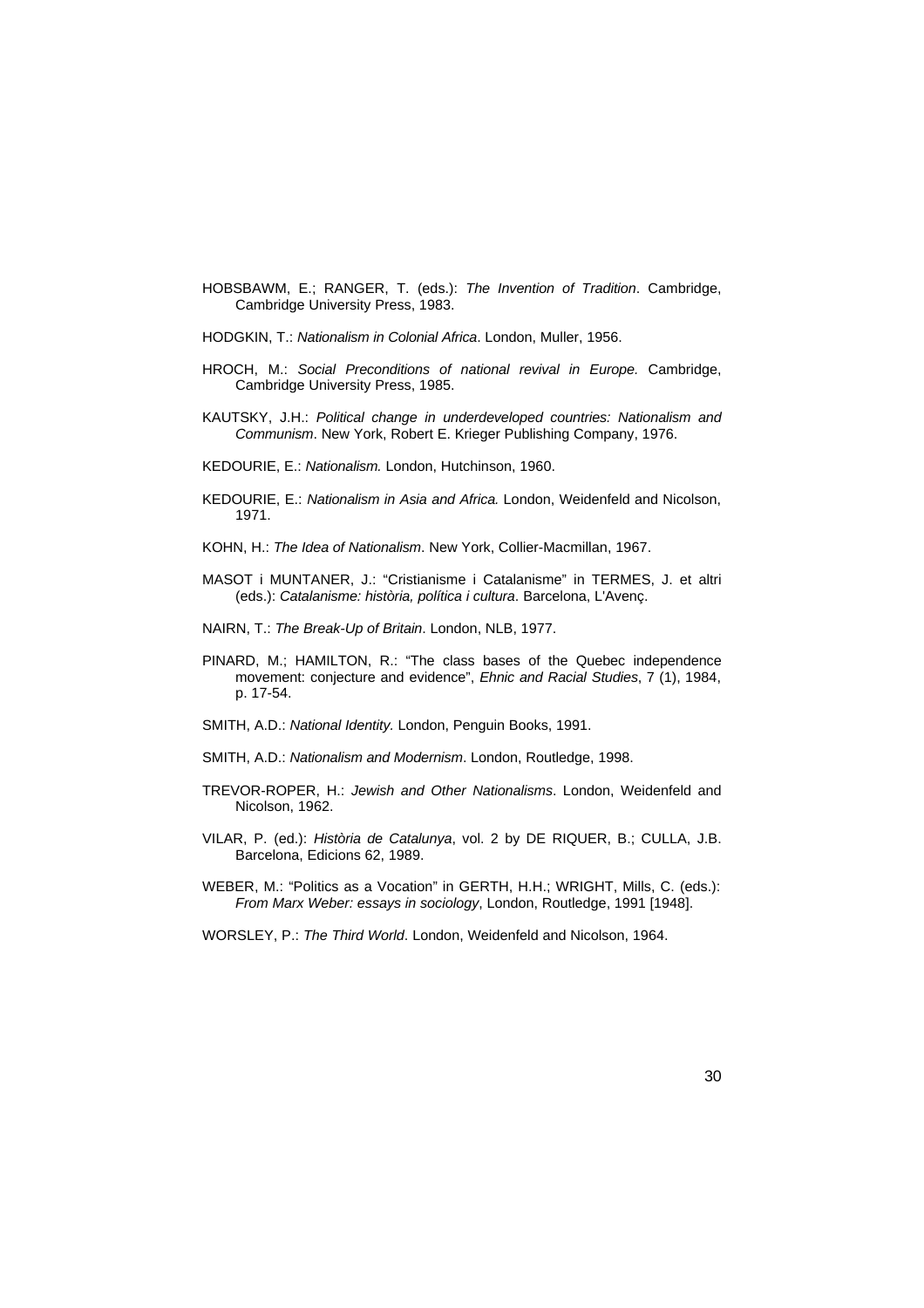HOBSBAWM, E.; RANGER, T. (eds.): *The Invention of Tradition*. Cambridge, Cambridge University Press, 1983.

HODGKIN, T.: *Nationalism in Colonial Africa*. London, Muller, 1956.

HROCH, M.: *Social Preconditions of national revival in Europe.* Cambridge, Cambridge University Press, 1985.

KAUTSKY, J.H.: *Political change in underdeveloped countries: Nationalism and Communism*. New York, Robert E. Krieger Publishing Company, 1976.

KEDOURIE, E.: *Nationalism.* London, Hutchinson, 1960.

KEDOURIE, E.: *Nationalism in Asia and Africa.* London, Weidenfeld and Nicolson, 1971.

KOHN, H.: *The Idea of Nationalism*. New York, Collier-Macmillan, 1967.

MASOT i MUNTANER, J.: "Cristianisme i Catalanisme" in TERMES, J. et altri (eds.): *Catalanisme: història, política i cultura*. Barcelona, L'Avenç.

NAIRN, T.: *The Break-Up of Britain*. London, NLB, 1977.

PINARD, M.; HAMILTON, R.: "The class bases of the Quebec independence movement: conjecture and evidence", *Ehnic and Racial Studies*, 7 (1), 1984, p. 17-54.

SMITH, A.D.: *National Identity.* London, Penguin Books, 1991.

SMITH, A.D.: *Nationalism and Modernism*. London, Routledge, 1998.

TREVOR-ROPER, H.: *Jewish and Other Nationalisms*. London, Weidenfeld and Nicolson, 1962.

VILAR, P. (ed.): *Història de Catalunya*, vol. 2 by DE RIQUER, B.; CULLA, J.B. Barcelona, Edicions 62, 1989.

WEBER, M.: "Politics as a Vocation" in GERTH, H.H.; WRIGHT, Mills, C. (eds.): *From Marx Weber: essays in sociology*, London, Routledge, 1991 [1948].

WORSLEY, P.: *The Third World*. London, Weidenfeld and Nicolson, 1964.